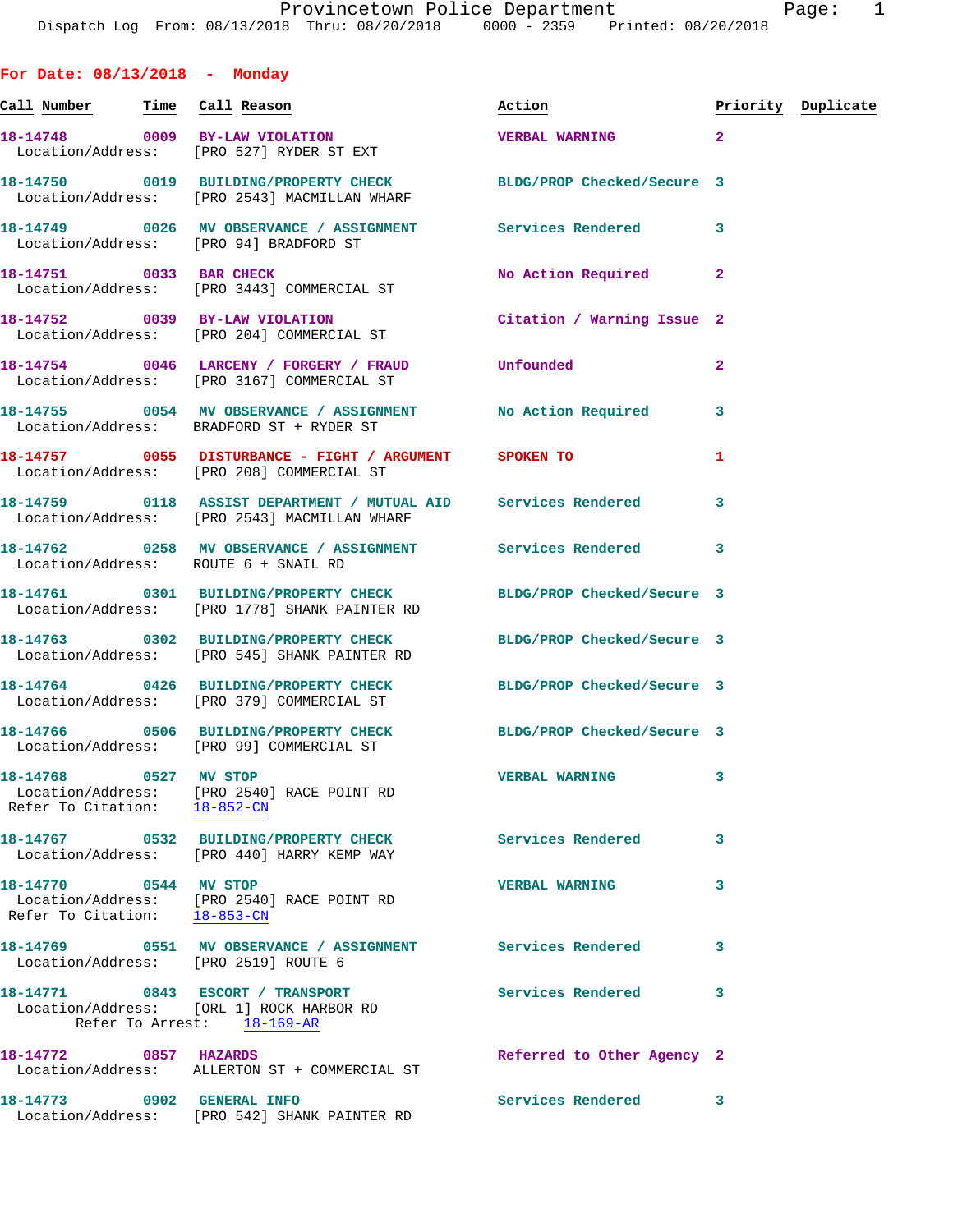Provincetown Police Department
Dispatch Log From: 08/13/2018 Thru: 08/20/2018 0000 - 2359 Printed: 08/20/2018

## For Date: 08/13/2018 - Monday

| Call Number | Time | Call Reason | Action | Priority | Duplicate |
|---|---|---|---|---|---|
| 18-14748 | 0009 | BY-LAW VIOLATION | VERBAL WARNING | 2 | |
| Location/Address: | | [PRO 527] RYDER ST EXT | | | |
| 18-14750 | 0019 | BUILDING/PROPERTY CHECK | BLDG/PROP Checked/Secure | 3 | |
| Location/Address: | | [PRO 2543] MACMILLAN WHARF | | | |
| 18-14749 | 0026 | MV OBSERVANCE / ASSIGNMENT | Services Rendered | 3 | |
| Location/Address: | | [PRO 94] BRADFORD ST | | | |
| 18-14751 | 0033 | BAR CHECK | No Action Required | 2 | |
| Location/Address: | | [PRO 3443] COMMERCIAL ST | | | |
| 18-14752 | 0039 | BY-LAW VIOLATION | Citation / Warning Issue | 2 | |
| Location/Address: | | [PRO 204] COMMERCIAL ST | | | |
| 18-14754 | 0046 | LARCENY / FORGERY / FRAUD | Unfounded | 2 | |
| Location/Address: | | [PRO 3167] COMMERCIAL ST | | | |
| 18-14755 | 0054 | MV OBSERVANCE / ASSIGNMENT | No Action Required | 3 | |
| Location/Address: | | BRADFORD ST + RYDER ST | | | |
| 18-14757 | 0055 | DISTURBANCE - FIGHT / ARGUMENT | SPOKEN TO | 1 | |
| Location/Address: | | [PRO 208] COMMERCIAL ST | | | |
| 18-14759 | 0118 | ASSIST DEPARTMENT / MUTUAL AID | Services Rendered | 3 | |
| Location/Address: | | [PRO 2543] MACMILLAN WHARF | | | |
| 18-14762 | 0258 | MV OBSERVANCE / ASSIGNMENT | Services Rendered | 3 | |
| Location/Address: | | ROUTE 6 + SNAIL RD | | | |
| 18-14761 | 0301 | BUILDING/PROPERTY CHECK | BLDG/PROP Checked/Secure | 3 | |
| Location/Address: | | [PRO 1778] SHANK PAINTER RD | | | |
| 18-14763 | 0302 | BUILDING/PROPERTY CHECK | BLDG/PROP Checked/Secure | 3 | |
| Location/Address: | | [PRO 545] SHANK PAINTER RD | | | |
| 18-14764 | 0426 | BUILDING/PROPERTY CHECK | BLDG/PROP Checked/Secure | 3 | |
| Location/Address: | | [PRO 379] COMMERCIAL ST | | | |
| 18-14766 | 0506 | BUILDING/PROPERTY CHECK | BLDG/PROP Checked/Secure | 3 | |
| Location/Address: | | [PRO 99] COMMERCIAL ST | | | |
| 18-14768 | 0527 | MV STOP | VERBAL WARNING | 3 | |
| Location/Address: | | [PRO 2540] RACE POINT RD | | | |
| Refer To Citation: | | 18-852-CN | | | |
| 18-14767 | 0532 | BUILDING/PROPERTY CHECK | Services Rendered | 3 | |
| Location/Address: | | [PRO 440] HARRY KEMP WAY | | | |
| 18-14770 | 0544 | MV STOP | VERBAL WARNING | 3 | |
| Location/Address: | | [PRO 2540] RACE POINT RD | | | |
| Refer To Citation: | | 18-853-CN | | | |
| 18-14769 | 0551 | MV OBSERVANCE / ASSIGNMENT | Services Rendered | 3 | |
| Location/Address: | | [PRO 2519] ROUTE 6 | | | |
| 18-14771 | 0843 | ESCORT / TRANSPORT | Services Rendered | 3 | |
| Location/Address: | | [ORL 1] ROCK HARBOR RD | | | |
| Refer To Arrest: | | 18-169-AR | | | |
| 18-14772 | 0857 | HAZARDS | Referred to Other Agency | 2 | |
| Location/Address: | | ALLERTON ST + COMMERCIAL ST | | | |
| 18-14773 | 0902 | GENERAL INFO | Services Rendered | 3 | |
| Location/Address: | | [PRO 542] SHANK PAINTER RD | | | |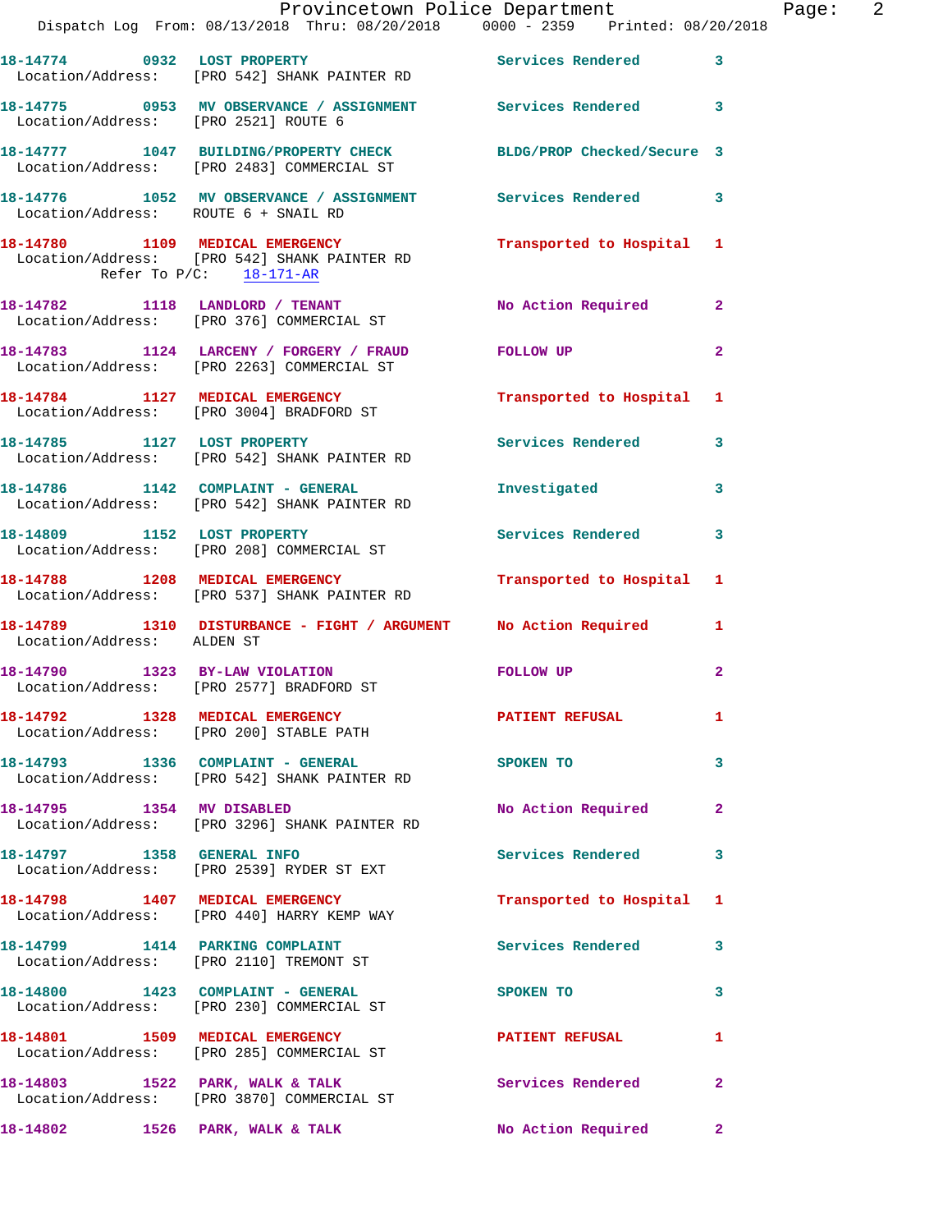18-14774 0932 LOST PROPERTY Services Rendered 3
Location/Address: [PRO 542] SHANK PAINTER RD

18-14775 0953 MV OBSERVANCE / ASSIGNMENT Services Rendered 3
Location/Address: [PRO 2521] ROUTE 6

18-14777 1047 BUILDING/PROPERTY CHECK BLDG/PROP Checked/Secure 3
Location/Address: [PRO 2483] COMMERCIAL ST

18-14776 1052 MV OBSERVANCE / ASSIGNMENT Services Rendered 3
Location/Address: ROUTE 6 + SNAIL RD

18-14780 1109 MEDICAL EMERGENCY Transported to Hospital 1
Location/Address: [PRO 542] SHANK PAINTER RD
Refer To P/C: 18-171-AR

18-14782 1118 LANDLORD / TENANT No Action Required 2
Location/Address: [PRO 376] COMMERCIAL ST

18-14783 1124 LARCENY / FORGERY / FRAUD FOLLOW UP 2
Location/Address: [PRO 2263] COMMERCIAL ST

18-14784 1127 MEDICAL EMERGENCY Transported to Hospital 1
Location/Address: [PRO 3004] BRADFORD ST

18-14785 1127 LOST PROPERTY Services Rendered 3
Location/Address: [PRO 542] SHANK PAINTER RD

18-14786 1142 COMPLAINT - GENERAL Investigated 3
Location/Address: [PRO 542] SHANK PAINTER RD

18-14809 1152 LOST PROPERTY Services Rendered 3
Location/Address: [PRO 208] COMMERCIAL ST

18-14788 1208 MEDICAL EMERGENCY Transported to Hospital 1
Location/Address: [PRO 537] SHANK PAINTER RD

18-14789 1310 DISTURBANCE - FIGHT / ARGUMENT No Action Required 1
Location/Address: ALDEN ST

18-14790 1323 BY-LAW VIOLATION FOLLOW UP 2
Location/Address: [PRO 2577] BRADFORD ST

18-14792 1328 MEDICAL EMERGENCY PATIENT REFUSAL 1
Location/Address: [PRO 200] STABLE PATH

18-14793 1336 COMPLAINT - GENERAL SPOKEN TO 3
Location/Address: [PRO 542] SHANK PAINTER RD

18-14795 1354 MV DISABLED No Action Required 2
Location/Address: [PRO 3296] SHANK PAINTER RD

18-14797 1358 GENERAL INFO Services Rendered 3
Location/Address: [PRO 2539] RYDER ST EXT

18-14798 1407 MEDICAL EMERGENCY Transported to Hospital 1
Location/Address: [PRO 440] HARRY KEMP WAY

18-14799 1414 PARKING COMPLAINT Services Rendered 3
Location/Address: [PRO 2110] TREMONT ST

18-14800 1423 COMPLAINT - GENERAL SPOKEN TO 3
Location/Address: [PRO 230] COMMERCIAL ST

18-14801 1509 MEDICAL EMERGENCY PATIENT REFUSAL 1
Location/Address: [PRO 285] COMMERCIAL ST

18-14803 1522 PARK, WALK & TALK Services Rendered 2
Location/Address: [PRO 3870] COMMERCIAL ST

18-14802 1526 PARK, WALK & TALK No Action Required 2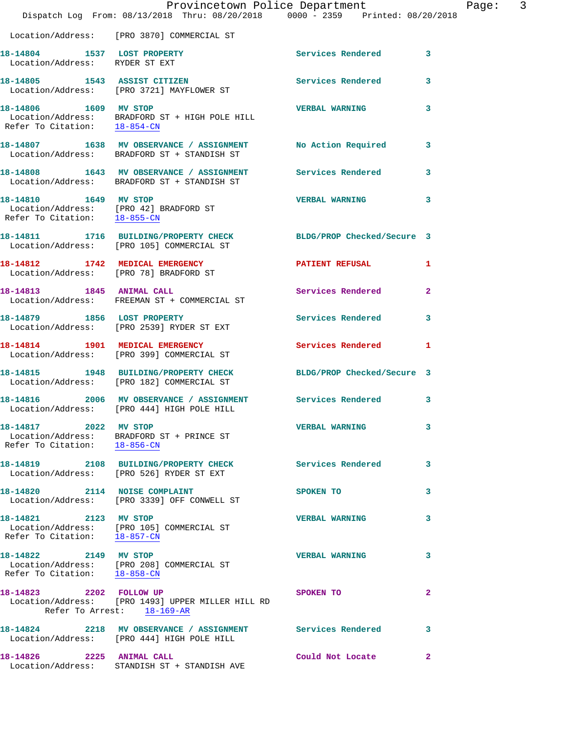Location/Address: [PRO 3870] COMMERCIAL ST

**18-14804 1537 LOST PROPERTY** Services Rendered 3
Location/Address: RYDER ST EXT

**18-14805 1543 ASSIST CITIZEN** Services Rendered 3
Location/Address: [PRO 3721] MAYFLOWER ST

**18-14806 1609 MV STOP** VERBAL WARNING 3
Location/Address: BRADFORD ST + HIGH POLE HILL
Refer To Citation: 18-854-CN

**18-14807 1638 MV OBSERVANCE / ASSIGNMENT** No Action Required 3
Location/Address: BRADFORD ST + STANDISH ST

**18-14808 1643 MV OBSERVANCE / ASSIGNMENT** Services Rendered 3
Location/Address: BRADFORD ST + STANDISH ST

**18-14810 1649 MV STOP** VERBAL WARNING 3
Location/Address: [PRO 42] BRADFORD ST
Refer To Citation: 18-855-CN

**18-14811 1716 BUILDING/PROPERTY CHECK** BLDG/PROP Checked/Secure 3
Location/Address: [PRO 105] COMMERCIAL ST

**18-14812 1742 MEDICAL EMERGENCY** PATIENT REFUSAL 1
Location/Address: [PRO 78] BRADFORD ST

**18-14813 1845 ANIMAL CALL** Services Rendered 2
Location/Address: FREEMAN ST + COMMERCIAL ST

**18-14879 1856 LOST PROPERTY** Services Rendered 3
Location/Address: [PRO 2539] RYDER ST EXT

**18-14814 1901 MEDICAL EMERGENCY** Services Rendered 1
Location/Address: [PRO 399] COMMERCIAL ST

**18-14815 1948 BUILDING/PROPERTY CHECK** BLDG/PROP Checked/Secure 3
Location/Address: [PRO 182] COMMERCIAL ST

**18-14816 2006 MV OBSERVANCE / ASSIGNMENT** Services Rendered 3
Location/Address: [PRO 444] HIGH POLE HILL

**18-14817 2022 MV STOP** VERBAL WARNING 3
Location/Address: BRADFORD ST + PRINCE ST
Refer To Citation: 18-856-CN

**18-14819 2108 BUILDING/PROPERTY CHECK** Services Rendered 3
Location/Address: [PRO 526] RYDER ST EXT

**18-14820 2114 NOISE COMPLAINT** SPOKEN TO 3
Location/Address: [PRO 3339] OFF CONWELL ST

**18-14821 2123 MV STOP** VERBAL WARNING 3
Location/Address: [PRO 105] COMMERCIAL ST
Refer To Citation: 18-857-CN

**18-14822 2149 MV STOP** VERBAL WARNING 3
Location/Address: [PRO 208] COMMERCIAL ST
Refer To Citation: 18-858-CN

**18-14823 2202 FOLLOW UP** SPOKEN TO 2
Location/Address: [PRO 1493] UPPER MILLER HILL RD
Refer To Arrest: 18-169-AR

**18-14824 2218 MV OBSERVANCE / ASSIGNMENT** Services Rendered 3
Location/Address: [PRO 444] HIGH POLE HILL

**18-14826 2225 ANIMAL CALL** Could Not Locate 2
Location/Address: STANDISH ST + STANDISH AVE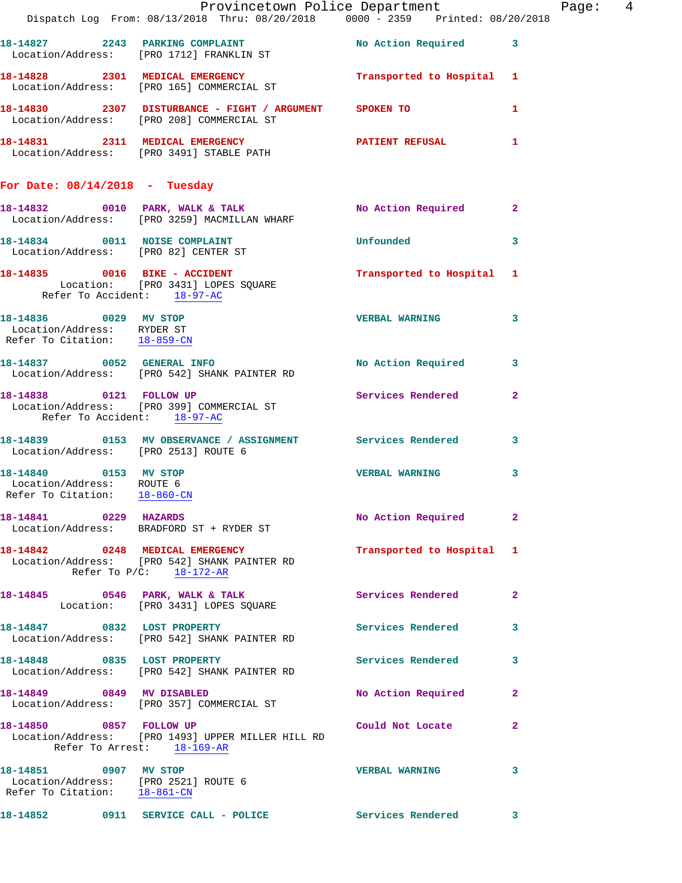18-14827 2243 PARKING COMPLAINT No Action Required 3
Location/Address: [PRO 1712] FRANKLIN ST

18-14828 2301 MEDICAL EMERGENCY Transported to Hospital 1
Location/Address: [PRO 165] COMMERCIAL ST

18-14830 2307 DISTURBANCE - FIGHT / ARGUMENT SPOKEN TO 1
Location/Address: [PRO 208] COMMERCIAL ST

18-14831 2311 MEDICAL EMERGENCY PATIENT REFUSAL 1
Location/Address: [PRO 3491] STABLE PATH

## For Date: 08/14/2018 - Tuesday

18-14832 0010 PARK, WALK & TALK No Action Required 2
Location/Address: [PRO 3259] MACMILLAN WHARF

18-14834 0011 NOISE COMPLAINT Unfounded 3
Location/Address: [PRO 82] CENTER ST

18-14835 0016 BIKE - ACCIDENT Transported to Hospital 1
Location: [PRO 3431] LOPES SQUARE
Refer To Accident: 18-97-AC

18-14836 0029 MV STOP VERBAL WARNING 3
Location/Address: RYDER ST
Refer To Citation: 18-859-CN

18-14837 0052 GENERAL INFO No Action Required 3
Location/Address: [PRO 542] SHANK PAINTER RD

18-14838 0121 FOLLOW UP Services Rendered 2
Location/Address: [PRO 399] COMMERCIAL ST
Refer To Accident: 18-97-AC

18-14839 0153 MV OBSERVANCE / ASSIGNMENT Services Rendered 3
Location/Address: [PRO 2513] ROUTE 6

18-14840 0153 MV STOP VERBAL WARNING 3
Location/Address: ROUTE 6
Refer To Citation: 18-860-CN

18-14841 0229 HAZARDS No Action Required 2
Location/Address: BRADFORD ST + RYDER ST

18-14842 0248 MEDICAL EMERGENCY Transported to Hospital 1
Location/Address: [PRO 542] SHANK PAINTER RD
Refer To P/C: 18-172-AR

18-14845 0546 PARK, WALK & TALK Services Rendered 2
Location: [PRO 3431] LOPES SQUARE

18-14847 0832 LOST PROPERTY Services Rendered 3
Location/Address: [PRO 542] SHANK PAINTER RD

18-14848 0835 LOST PROPERTY Services Rendered 3
Location/Address: [PRO 542] SHANK PAINTER RD

18-14849 0849 MV DISABLED No Action Required 2
Location/Address: [PRO 357] COMMERCIAL ST

18-14850 0857 FOLLOW UP Could Not Locate 2
Location/Address: [PRO 1493] UPPER MILLER HILL RD
Refer To Arrest: 18-169-AR

18-14851 0907 MV STOP VERBAL WARNING 3
Location/Address: [PRO 2521] ROUTE 6
Refer To Citation: 18-861-CN

18-14852 0911 SERVICE CALL - POLICE Services Rendered 3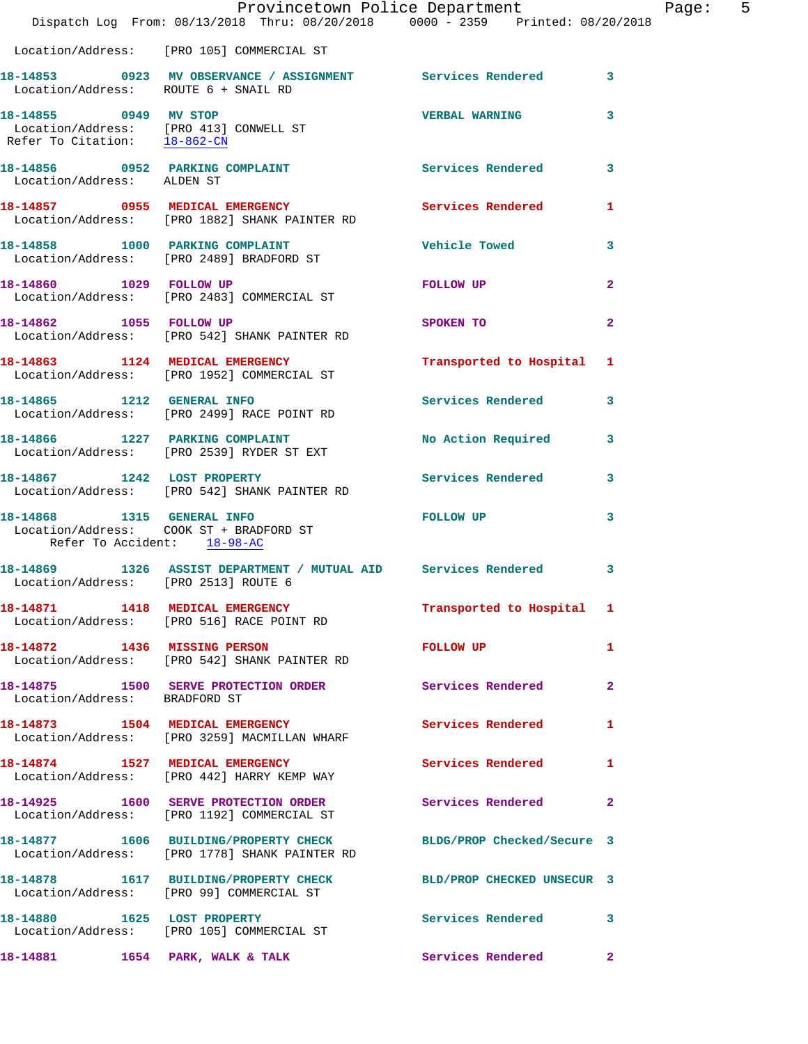Location/Address: [PRO 105] COMMERCIAL ST

**18-14853** 0923 **MV OBSERVANCE / ASSIGNMENT** Services Rendered 3
Location/Address: ROUTE 6 + SNAIL RD

**18-14855** 0949 **MV STOP** VERBAL WARNING 3
Location/Address: [PRO 413] CONWELL ST
Refer To Citation: 18-862-CN

**18-14856** 0952 **PARKING COMPLAINT** Services Rendered 3
Location/Address: ALDEN ST

**18-14857** 0955 **MEDICAL EMERGENCY** Services Rendered 1
Location/Address: [PRO 1882] SHANK PAINTER RD

**18-14858** 1000 **PARKING COMPLAINT** Vehicle Towed 3
Location/Address: [PRO 2489] BRADFORD ST

**18-14860** 1029 **FOLLOW UP** FOLLOW UP 2
Location/Address: [PRO 2483] COMMERCIAL ST

**18-14862** 1055 **FOLLOW UP** SPOKEN TO 2
Location/Address: [PRO 542] SHANK PAINTER RD

**18-14863** 1124 **MEDICAL EMERGENCY** Transported to Hospital 1
Location/Address: [PRO 1952] COMMERCIAL ST

**18-14865** 1212 **GENERAL INFO** Services Rendered 3
Location/Address: [PRO 2499] RACE POINT RD

**18-14866** 1227 **PARKING COMPLAINT** No Action Required 3
Location/Address: [PRO 2539] RYDER ST EXT

**18-14867** 1242 **LOST PROPERTY** Services Rendered 3
Location/Address: [PRO 542] SHANK PAINTER RD

**18-14868** 1315 **GENERAL INFO** FOLLOW UP 3
Location/Address: COOK ST + BRADFORD ST
Refer To Accident: 18-98-AC

**18-14869** 1326 **ASSIST DEPARTMENT / MUTUAL AID** Services Rendered 3
Location/Address: [PRO 2513] ROUTE 6

**18-14871** 1418 **MEDICAL EMERGENCY** Transported to Hospital 1
Location/Address: [PRO 516] RACE POINT RD

**18-14872** 1436 **MISSING PERSON** FOLLOW UP 1
Location/Address: [PRO 542] SHANK PAINTER RD

**18-14875** 1500 **SERVE PROTECTION ORDER** Services Rendered 2
Location/Address: BRADFORD ST

**18-14873** 1504 **MEDICAL EMERGENCY** Services Rendered 1
Location/Address: [PRO 3259] MACMILLAN WHARF

**18-14874** 1527 **MEDICAL EMERGENCY** Services Rendered 1
Location/Address: [PRO 442] HARRY KEMP WAY

**18-14925** 1600 **SERVE PROTECTION ORDER** Services Rendered 2
Location/Address: [PRO 1192] COMMERCIAL ST

**18-14877** 1606 **BUILDING/PROPERTY CHECK** BLDG/PROP Checked/Secure 3
Location/Address: [PRO 1778] SHANK PAINTER RD

**18-14878** 1617 **BUILDING/PROPERTY CHECK** BLD/PROP CHECKED UNSECUR 3
Location/Address: [PRO 99] COMMERCIAL ST

**18-14880** 1625 **LOST PROPERTY** Services Rendered 3
Location/Address: [PRO 105] COMMERCIAL ST

**18-14881** 1654 **PARK, WALK & TALK** Services Rendered 2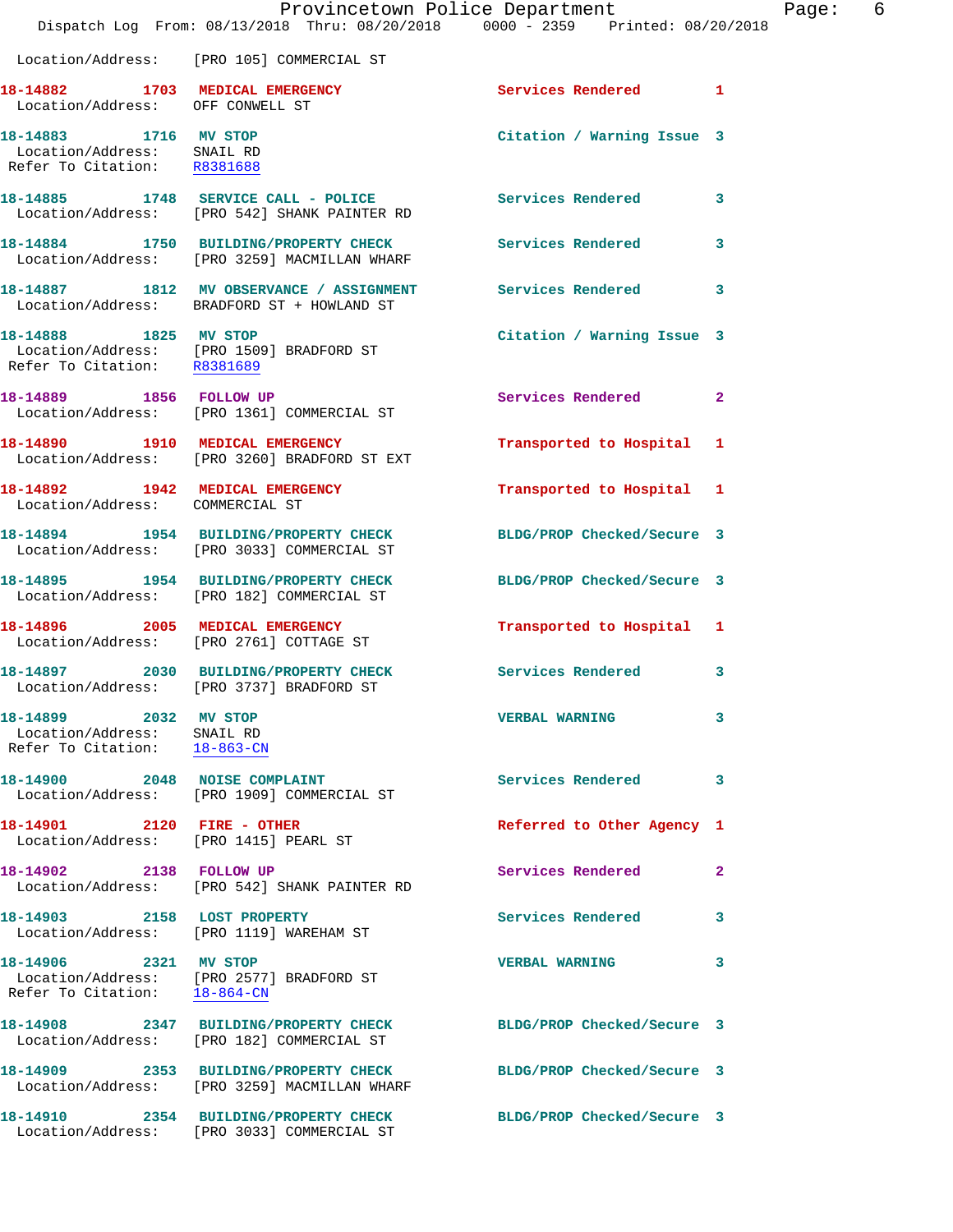Location/Address: [PRO 105] COMMERCIAL ST

**18-14882** 1703 **MEDICAL EMERGENCY** Services Rendered 1
Location/Address: OFF CONWELL ST

**18-14883** 1716 **MV STOP** Citation / Warning Issue 3
Location/Address: SNAIL RD
Refer To Citation: R8381688

**18-14885** 1748 **SERVICE CALL - POLICE** Services Rendered 3
Location/Address: [PRO 542] SHANK PAINTER RD

**18-14884** 1750 **BUILDING/PROPERTY CHECK** Services Rendered 3
Location/Address: [PRO 3259] MACMILLAN WHARF

**18-14887** 1812 **MV OBSERVANCE / ASSIGNMENT** Services Rendered 3
Location/Address: BRADFORD ST + HOWLAND ST

**18-14888** 1825 **MV STOP** Citation / Warning Issue 3
Location/Address: [PRO 1509] BRADFORD ST
Refer To Citation: R8381689

**18-14889** 1856 **FOLLOW UP** Services Rendered 2
Location/Address: [PRO 1361] COMMERCIAL ST

**18-14890** 1910 **MEDICAL EMERGENCY** Transported to Hospital 1
Location/Address: [PRO 3260] BRADFORD ST EXT

**18-14892** 1942 **MEDICAL EMERGENCY** Transported to Hospital 1
Location/Address: COMMERCIAL ST

**18-14894** 1954 **BUILDING/PROPERTY CHECK** BLDG/PROP Checked/Secure 3
Location/Address: [PRO 3033] COMMERCIAL ST

**18-14895** 1954 **BUILDING/PROPERTY CHECK** BLDG/PROP Checked/Secure 3
Location/Address: [PRO 182] COMMERCIAL ST

**18-14896** 2005 **MEDICAL EMERGENCY** Transported to Hospital 1
Location/Address: [PRO 2761] COTTAGE ST

**18-14897** 2030 **BUILDING/PROPERTY CHECK** Services Rendered 3
Location/Address: [PRO 3737] BRADFORD ST

**18-14899** 2032 **MV STOP** VERBAL WARNING 3
Location/Address: SNAIL RD
Refer To Citation: 18-863-CN

**18-14900** 2048 **NOISE COMPLAINT** Services Rendered 3
Location/Address: [PRO 1909] COMMERCIAL ST

**18-14901** 2120 **FIRE - OTHER** Referred to Other Agency 1
Location/Address: [PRO 1415] PEARL ST

**18-14902** 2138 **FOLLOW UP** Services Rendered 2
Location/Address: [PRO 542] SHANK PAINTER RD

**18-14903** 2158 **LOST PROPERTY** Services Rendered 3
Location/Address: [PRO 1119] WAREHAM ST

**18-14906** 2321 **MV STOP** VERBAL WARNING 3
Location/Address: [PRO 2577] BRADFORD ST
Refer To Citation: 18-864-CN

**18-14908** 2347 **BUILDING/PROPERTY CHECK** BLDG/PROP Checked/Secure 3
Location/Address: [PRO 182] COMMERCIAL ST

**18-14909** 2353 **BUILDING/PROPERTY CHECK** BLDG/PROP Checked/Secure 3
Location/Address: [PRO 3259] MACMILLAN WHARF

**18-14910** 2354 **BUILDING/PROPERTY CHECK** BLDG/PROP Checked/Secure 3
Location/Address: [PRO 3033] COMMERCIAL ST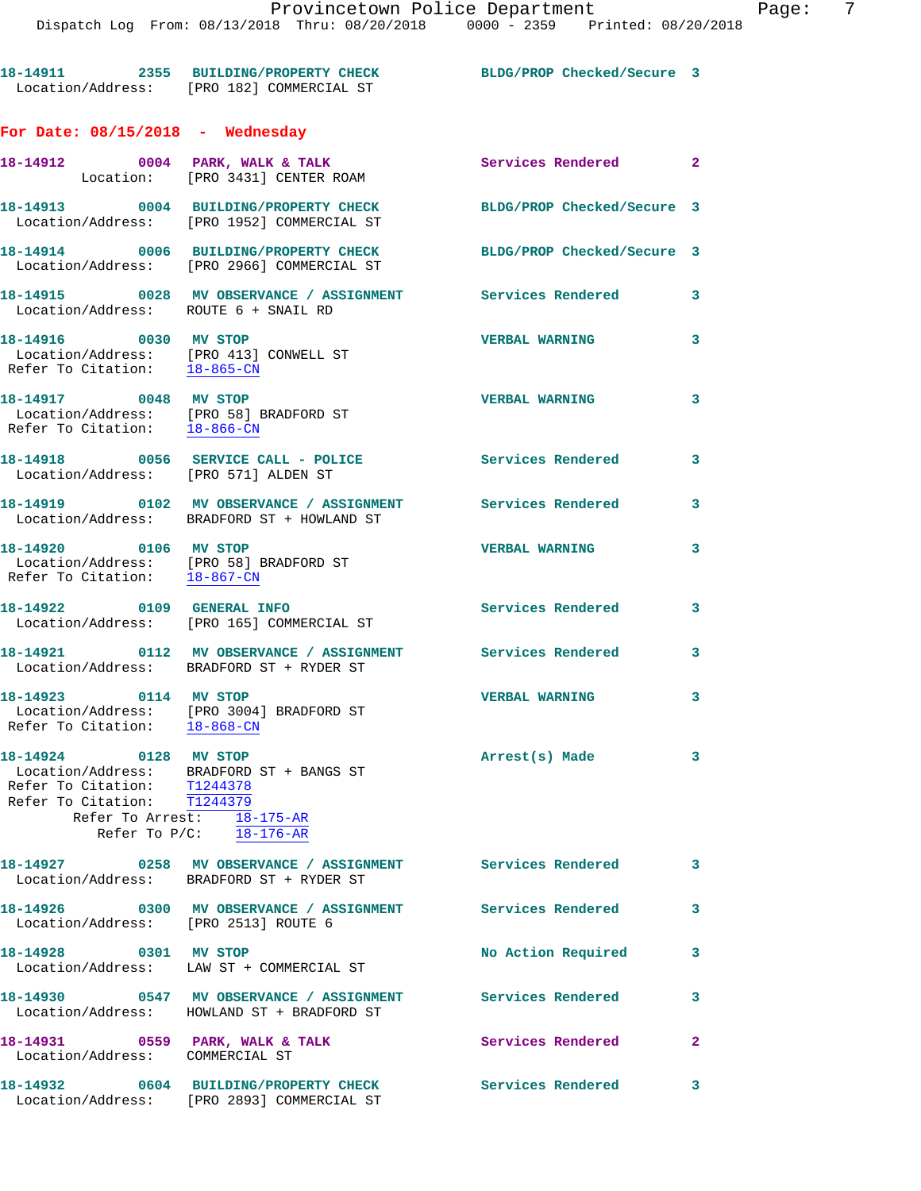18-14911 2355 BUILDING/PROPERTY CHECK BLDG/PROP Checked/Secure 3
Location/Address: [PRO 182] COMMERCIAL ST

## For Date: 08/15/2018 - Wednesday

18-14912 0004 PARK, WALK & TALK Services Rendered 2
Location: [PRO 3431] CENTER ROAM

18-14913 0004 BUILDING/PROPERTY CHECK BLDG/PROP Checked/Secure 3
Location/Address: [PRO 1952] COMMERCIAL ST

18-14914 0006 BUILDING/PROPERTY CHECK BLDG/PROP Checked/Secure 3
Location/Address: [PRO 2966] COMMERCIAL ST

18-14915 0028 MV OBSERVANCE / ASSIGNMENT Services Rendered 3
Location/Address: ROUTE 6 + SNAIL RD

18-14916 0030 MV STOP VERBAL WARNING 3
Location/Address: [PRO 413] CONWELL ST
Refer To Citation: 18-865-CN

18-14917 0048 MV STOP VERBAL WARNING 3
Location/Address: [PRO 58] BRADFORD ST
Refer To Citation: 18-866-CN

18-14918 0056 SERVICE CALL - POLICE Services Rendered 3
Location/Address: [PRO 571] ALDEN ST

18-14919 0102 MV OBSERVANCE / ASSIGNMENT Services Rendered 3
Location/Address: BRADFORD ST + HOWLAND ST

18-14920 0106 MV STOP VERBAL WARNING 3
Location/Address: [PRO 58] BRADFORD ST
Refer To Citation: 18-867-CN

18-14922 0109 GENERAL INFO Services Rendered 3
Location/Address: [PRO 165] COMMERCIAL ST

18-14921 0112 MV OBSERVANCE / ASSIGNMENT Services Rendered 3
Location/Address: BRADFORD ST + RYDER ST

18-14923 0114 MV STOP VERBAL WARNING 3
Location/Address: [PRO 3004] BRADFORD ST
Refer To Citation: 18-868-CN

18-14924 0128 MV STOP Arrest(s) Made 3
Location/Address: BRADFORD ST + BANGS ST
Refer To Citation: T1244378
Refer To Citation: T1244379
Refer To Arrest: 18-175-AR
Refer To P/C: 18-176-AR

18-14927 0258 MV OBSERVANCE / ASSIGNMENT Services Rendered 3
Location/Address: BRADFORD ST + RYDER ST

18-14926 0300 MV OBSERVANCE / ASSIGNMENT Services Rendered 3
Location/Address: [PRO 2513] ROUTE 6

18-14928 0301 MV STOP No Action Required 3
Location/Address: LAW ST + COMMERCIAL ST

18-14930 0547 MV OBSERVANCE / ASSIGNMENT Services Rendered 3
Location/Address: HOWLAND ST + BRADFORD ST

18-14931 0559 PARK, WALK & TALK Services Rendered 2
Location/Address: COMMERCIAL ST

18-14932 0604 BUILDING/PROPERTY CHECK Services Rendered 3
Location/Address: [PRO 2893] COMMERCIAL ST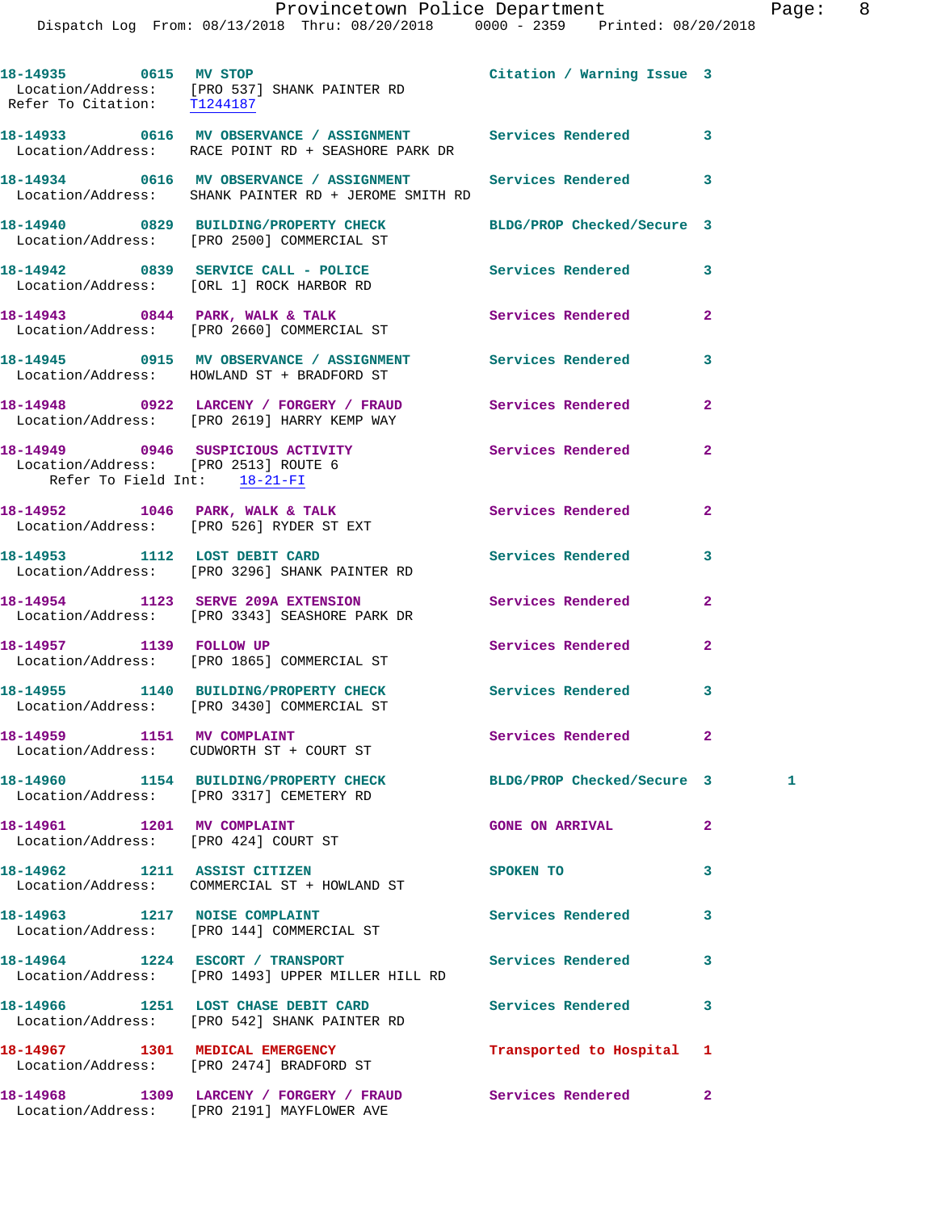18-14935 0615 MV STOP Citation / Warning Issue 3
Location/Address: [PRO 537] SHANK PAINTER RD
Refer To Citation: T1244187

18-14933 0616 MV OBSERVANCE / ASSIGNMENT Services Rendered 3
Location/Address: RACE POINT RD + SEASHORE PARK DR

18-14934 0616 MV OBSERVANCE / ASSIGNMENT Services Rendered 3
Location/Address: SHANK PAINTER RD + JEROME SMITH RD

18-14940 0829 BUILDING/PROPERTY CHECK BLDG/PROP Checked/Secure 3
Location/Address: [PRO 2500] COMMERCIAL ST

18-14942 0839 SERVICE CALL - POLICE Services Rendered 3
Location/Address: [ORL 1] ROCK HARBOR RD

18-14943 0844 PARK, WALK & TALK Services Rendered 2
Location/Address: [PRO 2660] COMMERCIAL ST

18-14945 0915 MV OBSERVANCE / ASSIGNMENT Services Rendered 3
Location/Address: HOWLAND ST + BRADFORD ST

18-14948 0922 LARCENY / FORGERY / FRAUD Services Rendered 2
Location/Address: [PRO 2619] HARRY KEMP WAY

18-14949 0946 SUSPICIOUS ACTIVITY Services Rendered 2
Location/Address: [PRO 2513] ROUTE 6
Refer To Field Int: 18-21-FI

18-14952 1046 PARK, WALK & TALK Services Rendered 2
Location/Address: [PRO 526] RYDER ST EXT

18-14953 1112 LOST DEBIT CARD Services Rendered 3
Location/Address: [PRO 3296] SHANK PAINTER RD

18-14954 1123 SERVE 209A EXTENSION Services Rendered 2
Location/Address: [PRO 3343] SEASHORE PARK DR

18-14957 1139 FOLLOW UP Services Rendered 2
Location/Address: [PRO 1865] COMMERCIAL ST

18-14955 1140 BUILDING/PROPERTY CHECK Services Rendered 3
Location/Address: [PRO 3430] COMMERCIAL ST

18-14959 1151 MV COMPLAINT Services Rendered 2
Location/Address: CUDWORTH ST + COURT ST

18-14960 1154 BUILDING/PROPERTY CHECK BLDG/PROP Checked/Secure 3 1
Location/Address: [PRO 3317] CEMETERY RD

18-14961 1201 MV COMPLAINT GONE ON ARRIVAL 2
Location/Address: [PRO 424] COURT ST

18-14962 1211 ASSIST CITIZEN SPOKEN TO 3
Location/Address: COMMERCIAL ST + HOWLAND ST

18-14963 1217 NOISE COMPLAINT Services Rendered 3
Location/Address: [PRO 144] COMMERCIAL ST

18-14964 1224 ESCORT / TRANSPORT Services Rendered 3
Location/Address: [PRO 1493] UPPER MILLER HILL RD

18-14966 1251 LOST CHASE DEBIT CARD Services Rendered 3
Location/Address: [PRO 542] SHANK PAINTER RD

18-14967 1301 MEDICAL EMERGENCY Transported to Hospital 1
Location/Address: [PRO 2474] BRADFORD ST

18-14968 1309 LARCENY / FORGERY / FRAUD Services Rendered 2
Location/Address: [PRO 2191] MAYFLOWER AVE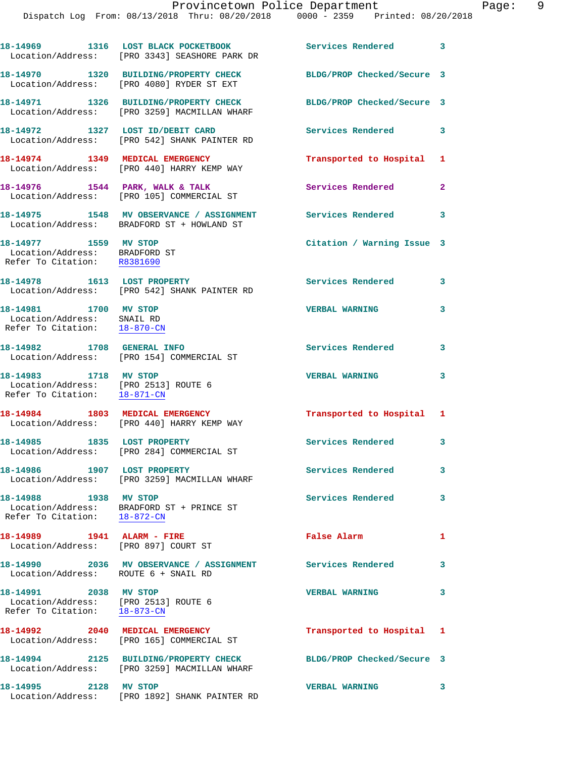18-14969 1316 LOST BLACK POCKETBOOK Services Rendered 3
Location/Address: [PRO 3343] SEASHORE PARK DR

18-14970 1320 BUILDING/PROPERTY CHECK BLDG/PROP Checked/Secure 3
Location/Address: [PRO 4080] RYDER ST EXT

18-14971 1326 BUILDING/PROPERTY CHECK BLDG/PROP Checked/Secure 3
Location/Address: [PRO 3259] MACMILLAN WHARF

18-14972 1327 LOST ID/DEBIT CARD Services Rendered 3
Location/Address: [PRO 542] SHANK PAINTER RD

18-14974 1349 MEDICAL EMERGENCY Transported to Hospital 1
Location/Address: [PRO 440] HARRY KEMP WAY

18-14976 1544 PARK, WALK & TALK Services Rendered 2
Location/Address: [PRO 105] COMMERCIAL ST

18-14975 1548 MV OBSERVANCE / ASSIGNMENT Services Rendered 3
Location/Address: BRADFORD ST + HOWLAND ST

18-14977 1559 MV STOP Citation / Warning Issue 3
Location/Address: BRADFORD ST
Refer To Citation: R8381690

18-14978 1613 LOST PROPERTY Services Rendered 3
Location/Address: [PRO 542] SHANK PAINTER RD

18-14981 1700 MV STOP VERBAL WARNING 3
Location/Address: SNAIL RD
Refer To Citation: 18-870-CN

18-14982 1708 GENERAL INFO Services Rendered 3
Location/Address: [PRO 154] COMMERCIAL ST

18-14983 1718 MV STOP VERBAL WARNING 3
Location/Address: [PRO 2513] ROUTE 6
Refer To Citation: 18-871-CN

18-14984 1803 MEDICAL EMERGENCY Transported to Hospital 1
Location/Address: [PRO 440] HARRY KEMP WAY

18-14985 1835 LOST PROPERTY Services Rendered 3
Location/Address: [PRO 284] COMMERCIAL ST

18-14986 1907 LOST PROPERTY Services Rendered 3
Location/Address: [PRO 3259] MACMILLAN WHARF

18-14988 1938 MV STOP Services Rendered 3
Location/Address: BRADFORD ST + PRINCE ST
Refer To Citation: 18-872-CN

18-14989 1941 ALARM - FIRE False Alarm 1
Location/Address: [PRO 897] COURT ST

18-14990 2036 MV OBSERVANCE / ASSIGNMENT Services Rendered 3
Location/Address: ROUTE 6 + SNAIL RD

18-14991 2038 MV STOP VERBAL WARNING 3
Location/Address: [PRO 2513] ROUTE 6
Refer To Citation: 18-873-CN

18-14992 2040 MEDICAL EMERGENCY Transported to Hospital 1
Location/Address: [PRO 165] COMMERCIAL ST

18-14994 2125 BUILDING/PROPERTY CHECK BLDG/PROP Checked/Secure 3
Location/Address: [PRO 3259] MACMILLAN WHARF

18-14995 2128 MV STOP VERBAL WARNING 3
Location/Address: [PRO 1892] SHANK PAINTER RD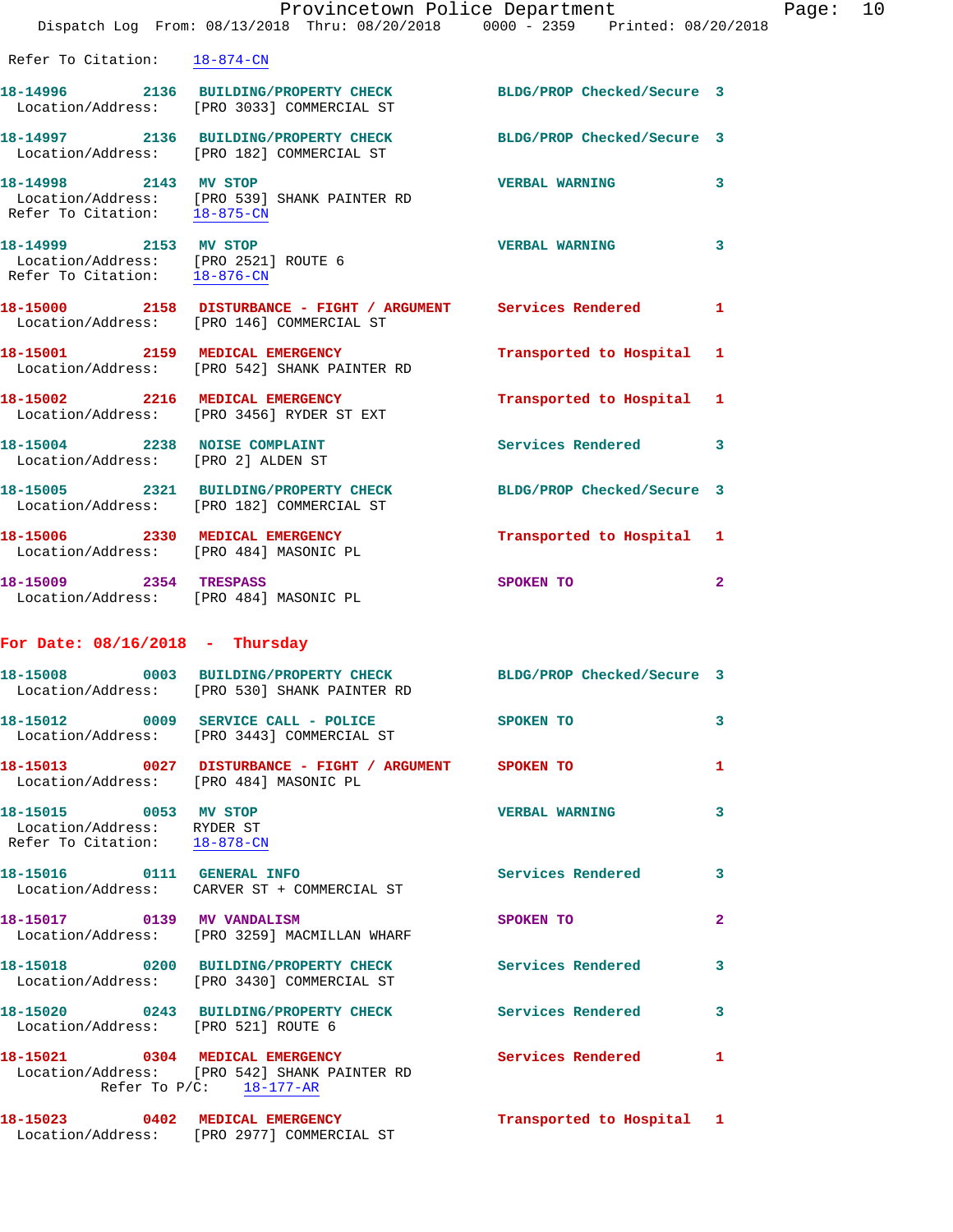Refer To Citation: 18-874-CN

18-14996 2136 BUILDING/PROPERTY CHECK BLDG/PROP Checked/Secure 3
Location/Address: [PRO 3033] COMMERCIAL ST

18-14997 2136 BUILDING/PROPERTY CHECK BLDG/PROP Checked/Secure 3
Location/Address: [PRO 182] COMMERCIAL ST

18-14998 2143 MV STOP VERBAL WARNING 3
Location/Address: [PRO 539] SHANK PAINTER RD
Refer To Citation: 18-875-CN

18-14999 2153 MV STOP VERBAL WARNING 3
Location/Address: [PRO 2521] ROUTE 6
Refer To Citation: 18-876-CN

18-15000 2158 DISTURBANCE - FIGHT / ARGUMENT Services Rendered 1
Location/Address: [PRO 146] COMMERCIAL ST

18-15001 2159 MEDICAL EMERGENCY Transported to Hospital 1
Location/Address: [PRO 542] SHANK PAINTER RD

18-15002 2216 MEDICAL EMERGENCY Transported to Hospital 1
Location/Address: [PRO 3456] RYDER ST EXT

18-15004 2238 NOISE COMPLAINT Services Rendered 3
Location/Address: [PRO 2] ALDEN ST

18-15005 2321 BUILDING/PROPERTY CHECK BLDG/PROP Checked/Secure 3
Location/Address: [PRO 182] COMMERCIAL ST

18-15006 2330 MEDICAL EMERGENCY Transported to Hospital 1
Location/Address: [PRO 484] MASONIC PL

18-15009 2354 TRESPASS SPOKEN TO 2
Location/Address: [PRO 484] MASONIC PL

## For Date: 08/16/2018 - Thursday

18-15008 0003 BUILDING/PROPERTY CHECK BLDG/PROP Checked/Secure 3
Location/Address: [PRO 530] SHANK PAINTER RD

18-15012 0009 SERVICE CALL - POLICE SPOKEN TO 3
Location/Address: [PRO 3443] COMMERCIAL ST

18-15013 0027 DISTURBANCE - FIGHT / ARGUMENT SPOKEN TO 1
Location/Address: [PRO 484] MASONIC PL

18-15015 0053 MV STOP VERBAL WARNING 3
Location/Address: RYDER ST
Refer To Citation: 18-878-CN

18-15016 0111 GENERAL INFO Services Rendered 3
Location/Address: CARVER ST + COMMERCIAL ST

18-15017 0139 MV VANDALISM SPOKEN TO 2
Location/Address: [PRO 3259] MACMILLAN WHARF

18-15018 0200 BUILDING/PROPERTY CHECK Services Rendered 3
Location/Address: [PRO 3430] COMMERCIAL ST

18-15020 0243 BUILDING/PROPERTY CHECK Services Rendered 3
Location/Address: [PRO 521] ROUTE 6

18-15021 0304 MEDICAL EMERGENCY Services Rendered 1
Location/Address: [PRO 542] SHANK PAINTER RD
Refer To P/C: 18-177-AR

18-15023 0402 MEDICAL EMERGENCY Transported to Hospital 1
Location/Address: [PRO 2977] COMMERCIAL ST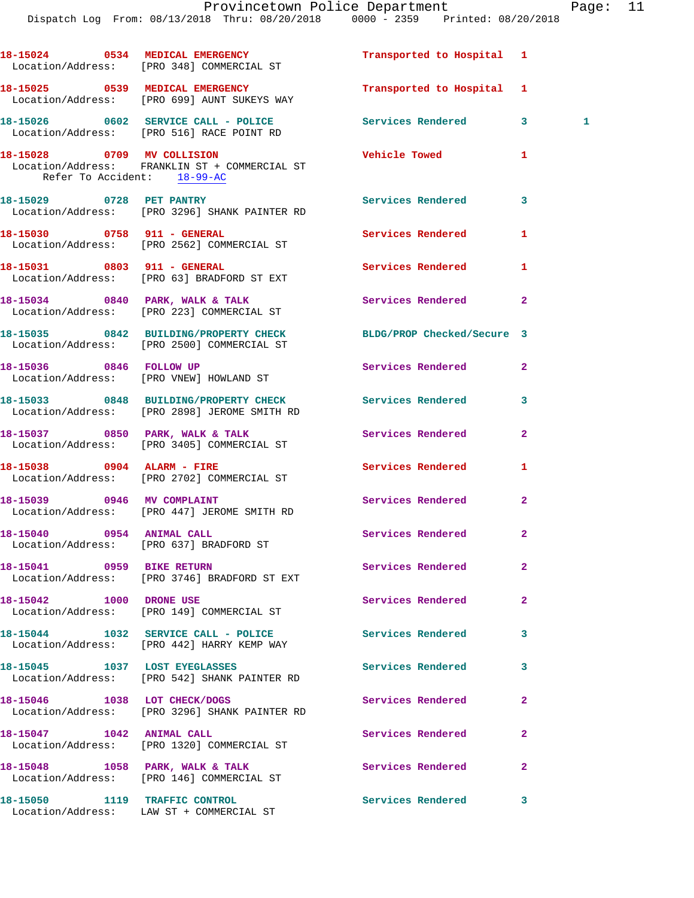18-15024 0534 MEDICAL EMERGENCY Transported to Hospital 1
Location/Address: [PRO 348] COMMERCIAL ST

18-15025 0539 MEDICAL EMERGENCY Transported to Hospital 1
Location/Address: [PRO 699] AUNT SUKEYS WAY

18-15026 0602 SERVICE CALL - POLICE Services Rendered 3 1
Location/Address: [PRO 516] RACE POINT RD

18-15028 0709 MV COLLISION Vehicle Towed 1
Location/Address: FRANKLIN ST + COMMERCIAL ST
Refer To Accident: 18-99-AC

18-15029 0728 PET PANTRY Services Rendered 3
Location/Address: [PRO 3296] SHANK PAINTER RD

18-15030 0758 911 - GENERAL Services Rendered 1
Location/Address: [PRO 2562] COMMERCIAL ST

18-15031 0803 911 - GENERAL Services Rendered 1
Location/Address: [PRO 63] BRADFORD ST EXT

18-15034 0840 PARK, WALK & TALK Services Rendered 2
Location/Address: [PRO 223] COMMERCIAL ST

18-15035 0842 BUILDING/PROPERTY CHECK BLDG/PROP Checked/Secure 3
Location/Address: [PRO 2500] COMMERCIAL ST

18-15036 0846 FOLLOW UP Services Rendered 2
Location/Address: [PRO VNEW] HOWLAND ST

18-15033 0848 BUILDING/PROPERTY CHECK Services Rendered 3
Location/Address: [PRO 2898] JEROME SMITH RD

18-15037 0850 PARK, WALK & TALK Services Rendered 2
Location/Address: [PRO 3405] COMMERCIAL ST

18-15038 0904 ALARM - FIRE Services Rendered 1
Location/Address: [PRO 2702] COMMERCIAL ST

18-15039 0946 MV COMPLAINT Services Rendered 2
Location/Address: [PRO 447] JEROME SMITH RD

18-15040 0954 ANIMAL CALL Services Rendered 2
Location/Address: [PRO 637] BRADFORD ST

18-15041 0959 BIKE RETURN Services Rendered 2
Location/Address: [PRO 3746] BRADFORD ST EXT

18-15042 1000 DRONE USE Services Rendered 2
Location/Address: [PRO 149] COMMERCIAL ST

18-15044 1032 SERVICE CALL - POLICE Services Rendered 3
Location/Address: [PRO 442] HARRY KEMP WAY

18-15045 1037 LOST EYEGLASSES Services Rendered 3
Location/Address: [PRO 542] SHANK PAINTER RD

18-15046 1038 LOT CHECK/DOGS Services Rendered 2
Location/Address: [PRO 3296] SHANK PAINTER RD

18-15047 1042 ANIMAL CALL Services Rendered 2
Location/Address: [PRO 1320] COMMERCIAL ST

18-15048 1058 PARK, WALK & TALK Services Rendered 2
Location/Address: [PRO 146] COMMERCIAL ST

18-15050 1119 TRAFFIC CONTROL Services Rendered 3
Location/Address: LAW ST + COMMERCIAL ST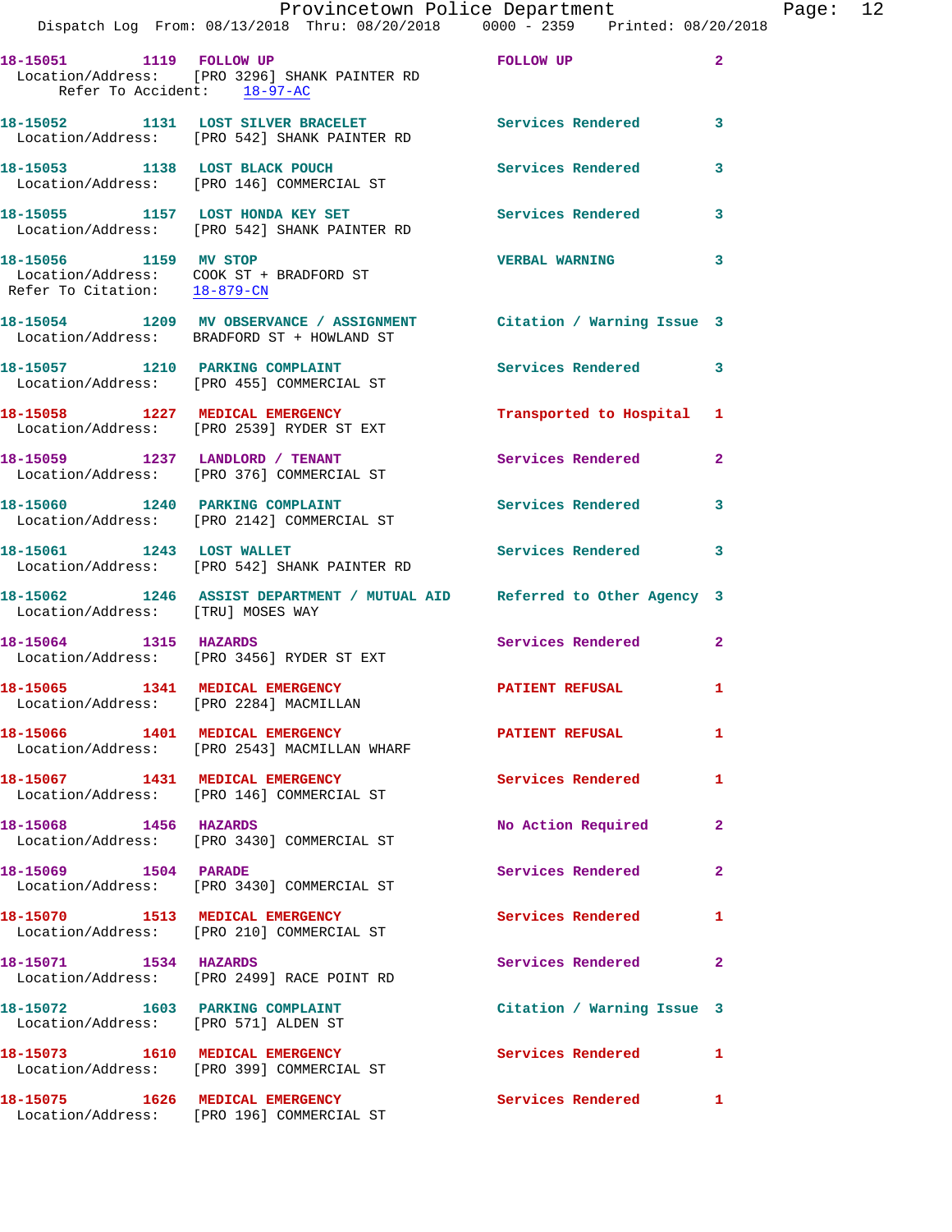Dispatch Log From: 08/13/2018 Thru: 08/20/2018 0000 - 2359 Printed: 08/20/2018

**18-15051** 1119 **FOLLOW UP** FOLLOW UP 2
Location/Address: [PRO 3296] SHANK PAINTER RD
Refer To Accident: 18-97-AC

**18-15052** 1131 **LOST SILVER BRACELET** Services Rendered 3
Location/Address: [PRO 542] SHANK PAINTER RD

**18-15053** 1138 **LOST BLACK POUCH** Services Rendered 3
Location/Address: [PRO 146] COMMERCIAL ST

**18-15055** 1157 **LOST HONDA KEY SET** Services Rendered 3
Location/Address: [PRO 542] SHANK PAINTER RD

**18-15056** 1159 **MV STOP** VERBAL WARNING 3
Location/Address: COOK ST + BRADFORD ST
Refer To Citation: 18-879-CN

**18-15054** 1209 **MV OBSERVANCE / ASSIGNMENT** Citation / Warning Issue 3
Location/Address: BRADFORD ST + HOWLAND ST

**18-15057** 1210 **PARKING COMPLAINT** Services Rendered 3
Location/Address: [PRO 455] COMMERCIAL ST

**18-15058** 1227 **MEDICAL EMERGENCY** Transported to Hospital 1
Location/Address: [PRO 2539] RYDER ST EXT

**18-15059** 1237 **LANDLORD / TENANT** Services Rendered 2
Location/Address: [PRO 376] COMMERCIAL ST

**18-15060** 1240 **PARKING COMPLAINT** Services Rendered 3
Location/Address: [PRO 2142] COMMERCIAL ST

**18-15061** 1243 **LOST WALLET** Services Rendered 3
Location/Address: [PRO 542] SHANK PAINTER RD

**18-15062** 1246 **ASSIST DEPARTMENT / MUTUAL AID** Referred to Other Agency 3
Location/Address: [TRU] MOSES WAY

**18-15064** 1315 **HAZARDS** Services Rendered 2
Location/Address: [PRO 3456] RYDER ST EXT

**18-15065** 1341 **MEDICAL EMERGENCY** PATIENT REFUSAL 1
Location/Address: [PRO 2284] MACMILLAN

**18-15066** 1401 **MEDICAL EMERGENCY** PATIENT REFUSAL 1
Location/Address: [PRO 2543] MACMILLAN WHARF

**18-15067** 1431 **MEDICAL EMERGENCY** Services Rendered 1
Location/Address: [PRO 146] COMMERCIAL ST

**18-15068** 1456 **HAZARDS** No Action Required 2
Location/Address: [PRO 3430] COMMERCIAL ST

**18-15069** 1504 **PARADE** Services Rendered 2
Location/Address: [PRO 3430] COMMERCIAL ST

**18-15070** 1513 **MEDICAL EMERGENCY** Services Rendered 1
Location/Address: [PRO 210] COMMERCIAL ST

**18-15071** 1534 **HAZARDS** Services Rendered 2
Location/Address: [PRO 2499] RACE POINT RD

**18-15072** 1603 **PARKING COMPLAINT** Citation / Warning Issue 3
Location/Address: [PRO 571] ALDEN ST

**18-15073** 1610 **MEDICAL EMERGENCY** Services Rendered 1
Location/Address: [PRO 399] COMMERCIAL ST

**18-15075** 1626 **MEDICAL EMERGENCY** Services Rendered 1
Location/Address: [PRO 196] COMMERCIAL ST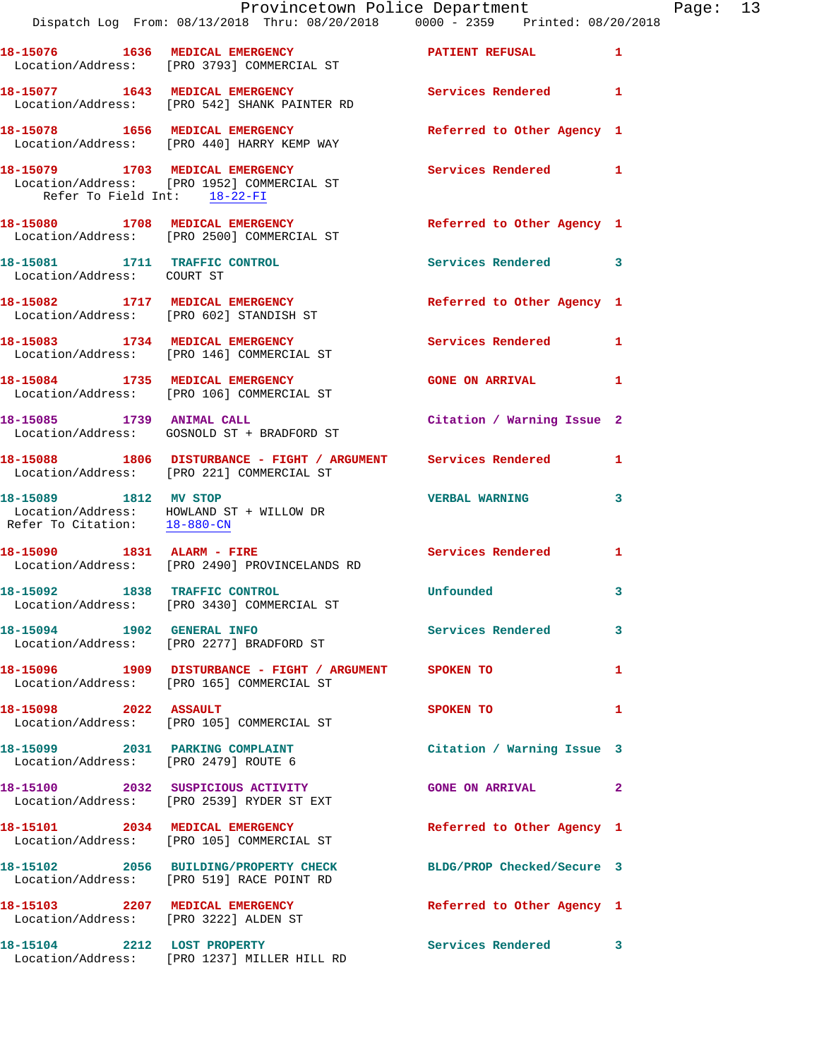18-15076 1636 MEDICAL EMERGENCY PATIENT REFUSAL 1
Location/Address: [PRO 3793] COMMERCIAL ST

18-15077 1643 MEDICAL EMERGENCY Services Rendered 1
Location/Address: [PRO 542] SHANK PAINTER RD

18-15078 1656 MEDICAL EMERGENCY Referred to Other Agency 1
Location/Address: [PRO 440] HARRY KEMP WAY

18-15079 1703 MEDICAL EMERGENCY Services Rendered 1
Location/Address: [PRO 1952] COMMERCIAL ST
Refer To Field Int: 18-22-FI

18-15080 1708 MEDICAL EMERGENCY Referred to Other Agency 1
Location/Address: [PRO 2500] COMMERCIAL ST

18-15081 1711 TRAFFIC CONTROL Services Rendered 3
Location/Address: COURT ST

18-15082 1717 MEDICAL EMERGENCY Referred to Other Agency 1
Location/Address: [PRO 602] STANDISH ST

18-15083 1734 MEDICAL EMERGENCY Services Rendered 1
Location/Address: [PRO 146] COMMERCIAL ST

18-15084 1735 MEDICAL EMERGENCY GONE ON ARRIVAL 1
Location/Address: [PRO 106] COMMERCIAL ST

18-15085 1739 ANIMAL CALL Citation / Warning Issue 2
Location/Address: GOSNOLD ST + BRADFORD ST

18-15088 1806 DISTURBANCE - FIGHT / ARGUMENT Services Rendered 1
Location/Address: [PRO 221] COMMERCIAL ST

18-15089 1812 MV STOP VERBAL WARNING 3
Location/Address: HOWLAND ST + WILLOW DR
Refer To Citation: 18-880-CN

18-15090 1831 ALARM - FIRE Services Rendered 1
Location/Address: [PRO 2490] PROVINCELANDS RD

18-15092 1838 TRAFFIC CONTROL Unfounded 3
Location/Address: [PRO 3430] COMMERCIAL ST

18-15094 1902 GENERAL INFO Services Rendered 3
Location/Address: [PRO 2277] BRADFORD ST

18-15096 1909 DISTURBANCE - FIGHT / ARGUMENT SPOKEN TO 1
Location/Address: [PRO 165] COMMERCIAL ST

18-15098 2022 ASSAULT SPOKEN TO 1
Location/Address: [PRO 105] COMMERCIAL ST

18-15099 2031 PARKING COMPLAINT Citation / Warning Issue 3
Location/Address: [PRO 2479] ROUTE 6

18-15100 2032 SUSPICIOUS ACTIVITY GONE ON ARRIVAL 2
Location/Address: [PRO 2539] RYDER ST EXT

18-15101 2034 MEDICAL EMERGENCY Referred to Other Agency 1
Location/Address: [PRO 105] COMMERCIAL ST

18-15102 2056 BUILDING/PROPERTY CHECK BLDG/PROP Checked/Secure 3
Location/Address: [PRO 519] RACE POINT RD

18-15103 2207 MEDICAL EMERGENCY Referred to Other Agency 1
Location/Address: [PRO 3222] ALDEN ST

18-15104 2212 LOST PROPERTY Services Rendered 3
Location/Address: [PRO 1237] MILLER HILL RD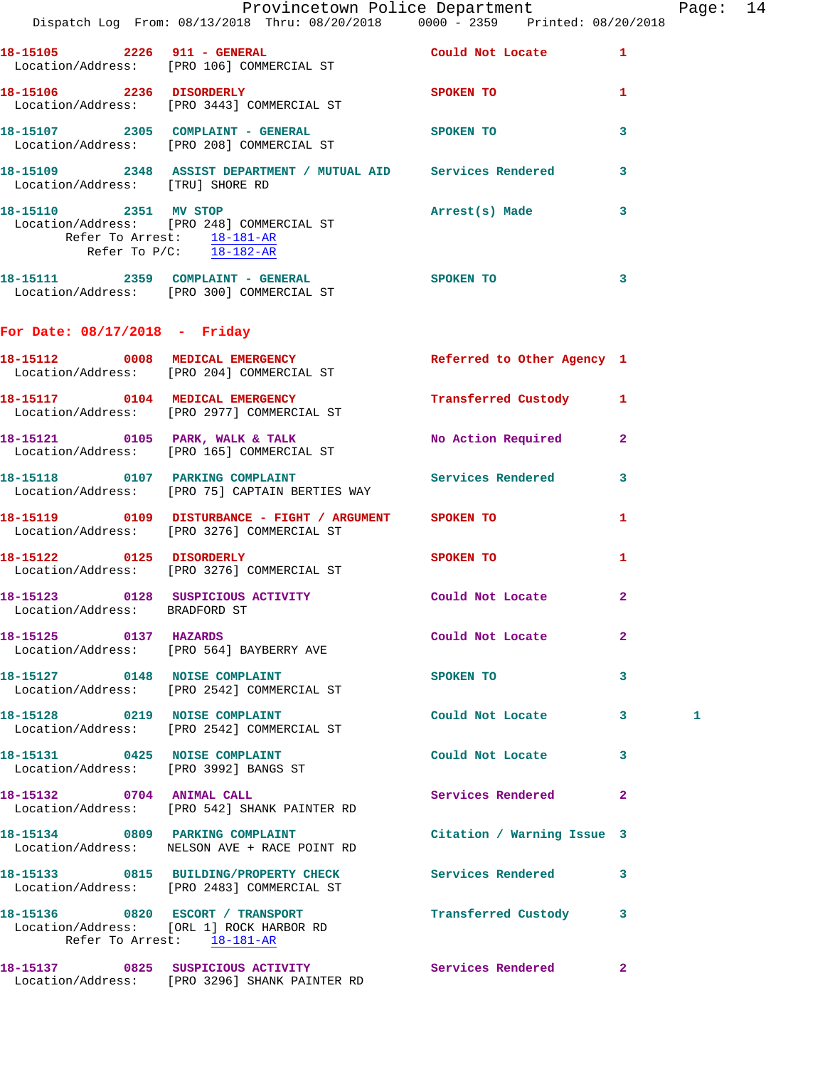18-15105 2226 911 - GENERAL Could Not Locate 1
Location/Address: [PRO 106] COMMERCIAL ST

18-15106 2236 DISORDERLY SPOKEN TO 1
Location/Address: [PRO 3443] COMMERCIAL ST

18-15107 2305 COMPLAINT - GENERAL SPOKEN TO 3
Location/Address: [PRO 208] COMMERCIAL ST

18-15109 2348 ASSIST DEPARTMENT / MUTUAL AID Services Rendered 3
Location/Address: [TRU] SHORE RD

18-15110 2351 MV STOP Arrest(s) Made 3
Location/Address: [PRO 248] COMMERCIAL ST
Refer To Arrest: 18-181-AR
Refer To P/C: 18-182-AR

18-15111 2359 COMPLAINT - GENERAL SPOKEN TO 3
Location/Address: [PRO 300] COMMERCIAL ST

## For Date: 08/17/2018 - Friday

18-15112 0008 MEDICAL EMERGENCY Referred to Other Agency 1
Location/Address: [PRO 204] COMMERCIAL ST

18-15117 0104 MEDICAL EMERGENCY Transferred Custody 1
Location/Address: [PRO 2977] COMMERCIAL ST

18-15121 0105 PARK, WALK & TALK No Action Required 2
Location/Address: [PRO 165] COMMERCIAL ST

18-15118 0107 PARKING COMPLAINT Services Rendered 3
Location/Address: [PRO 75] CAPTAIN BERTIES WAY

18-15119 0109 DISTURBANCE - FIGHT / ARGUMENT SPOKEN TO 1
Location/Address: [PRO 3276] COMMERCIAL ST

18-15122 0125 DISORDERLY SPOKEN TO 1
Location/Address: [PRO 3276] COMMERCIAL ST

18-15123 0128 SUSPICIOUS ACTIVITY Could Not Locate 2
Location/Address: BRADFORD ST

18-15125 0137 HAZARDS Could Not Locate 2
Location/Address: [PRO 564] BAYBERRY AVE

18-15127 0148 NOISE COMPLAINT SPOKEN TO 3
Location/Address: [PRO 2542] COMMERCIAL ST

18-15128 0219 NOISE COMPLAINT Could Not Locate 3 1
Location/Address: [PRO 2542] COMMERCIAL ST

18-15131 0425 NOISE COMPLAINT Could Not Locate 3
Location/Address: [PRO 3992] BANGS ST

18-15132 0704 ANIMAL CALL Services Rendered 2
Location/Address: [PRO 542] SHANK PAINTER RD

18-15134 0809 PARKING COMPLAINT Citation / Warning Issue 3
Location/Address: NELSON AVE + RACE POINT RD

18-15133 0815 BUILDING/PROPERTY CHECK Services Rendered 3
Location/Address: [PRO 2483] COMMERCIAL ST

18-15136 0820 ESCORT / TRANSPORT Transferred Custody 3
Location/Address: [ORL 1] ROCK HARBOR RD
Refer To Arrest: 18-181-AR

18-15137 0825 SUSPICIOUS ACTIVITY Services Rendered 2
Location/Address: [PRO 3296] SHANK PAINTER RD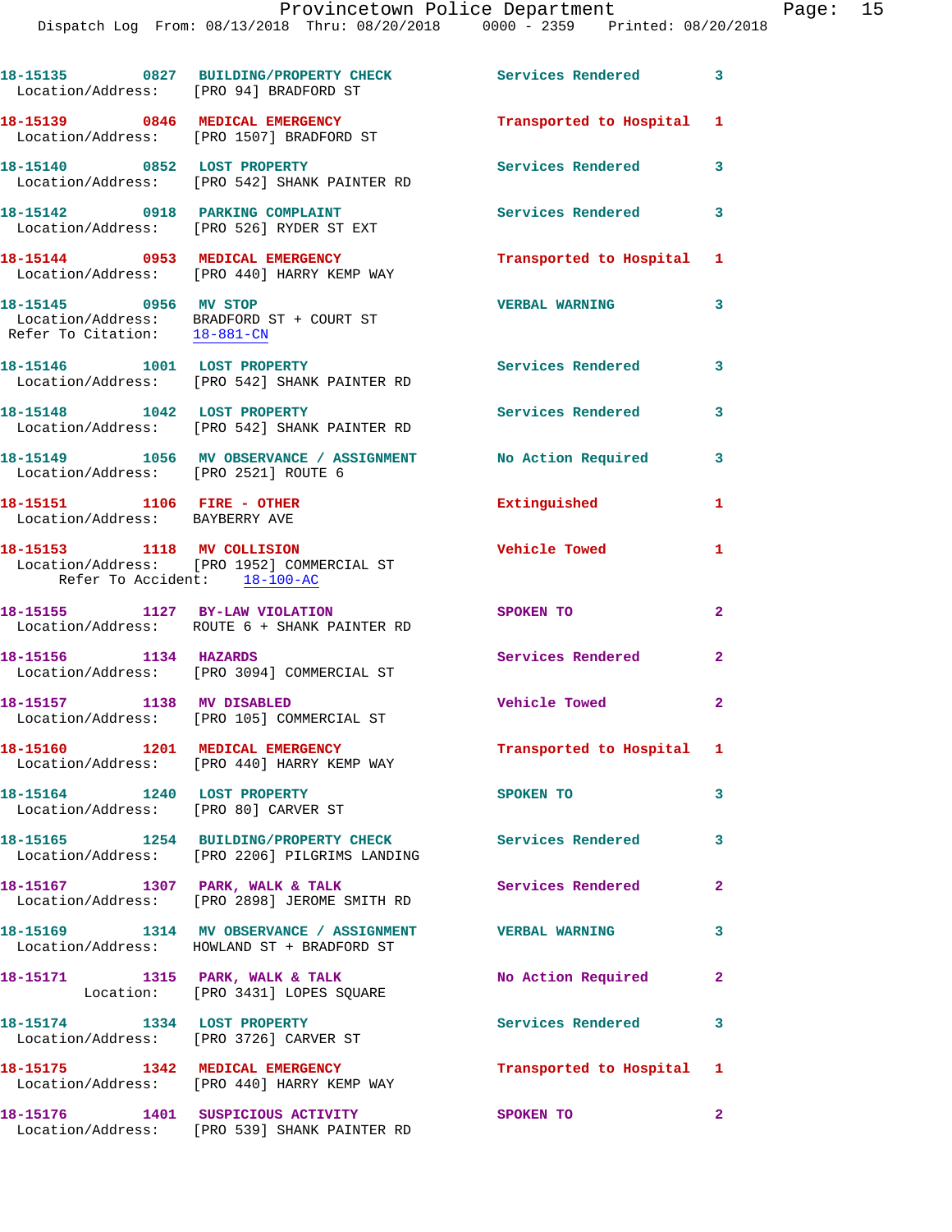18-15135 0827 BUILDING/PROPERTY CHECK Services Rendered 3
Location/Address: [PRO 94] BRADFORD ST

18-15139 0846 MEDICAL EMERGENCY Transported to Hospital 1
Location/Address: [PRO 1507] BRADFORD ST

18-15140 0852 LOST PROPERTY Services Rendered 3
Location/Address: [PRO 542] SHANK PAINTER RD

18-15142 0918 PARKING COMPLAINT Services Rendered 3
Location/Address: [PRO 526] RYDER ST EXT

18-15144 0953 MEDICAL EMERGENCY Transported to Hospital 1
Location/Address: [PRO 440] HARRY KEMP WAY

18-15145 0956 MV STOP VERBAL WARNING 3
Location/Address: BRADFORD ST + COURT ST
Refer To Citation: 18-881-CN

18-15146 1001 LOST PROPERTY Services Rendered 3
Location/Address: [PRO 542] SHANK PAINTER RD

18-15148 1042 LOST PROPERTY Services Rendered 3
Location/Address: [PRO 542] SHANK PAINTER RD

18-15149 1056 MV OBSERVANCE / ASSIGNMENT No Action Required 3
Location/Address: [PRO 2521] ROUTE 6

18-15151 1106 FIRE - OTHER Extinguished 1
Location/Address: BAYBERRY AVE

18-15153 1118 MV COLLISION Vehicle Towed 1
Location/Address: [PRO 1952] COMMERCIAL ST
Refer To Accident: 18-100-AC

18-15155 1127 BY-LAW VIOLATION SPOKEN TO 2
Location/Address: ROUTE 6 + SHANK PAINTER RD

18-15156 1134 HAZARDS Services Rendered 2
Location/Address: [PRO 3094] COMMERCIAL ST

18-15157 1138 MV DISABLED Vehicle Towed 2
Location/Address: [PRO 105] COMMERCIAL ST

18-15160 1201 MEDICAL EMERGENCY Transported to Hospital 1
Location/Address: [PRO 440] HARRY KEMP WAY

18-15164 1240 LOST PROPERTY SPOKEN TO 3
Location/Address: [PRO 80] CARVER ST

18-15165 1254 BUILDING/PROPERTY CHECK Services Rendered 3
Location/Address: [PRO 2206] PILGRIMS LANDING

18-15167 1307 PARK, WALK & TALK Services Rendered 2
Location/Address: [PRO 2898] JEROME SMITH RD

18-15169 1314 MV OBSERVANCE / ASSIGNMENT VERBAL WARNING 3
Location/Address: HOWLAND ST + BRADFORD ST

18-15171 1315 PARK, WALK & TALK No Action Required 2
Location: [PRO 3431] LOPES SQUARE

18-15174 1334 LOST PROPERTY Services Rendered 3
Location/Address: [PRO 3726] CARVER ST

18-15175 1342 MEDICAL EMERGENCY Transported to Hospital 1
Location/Address: [PRO 440] HARRY KEMP WAY

18-15176 1401 SUSPICIOUS ACTIVITY SPOKEN TO 2
Location/Address: [PRO 539] SHANK PAINTER RD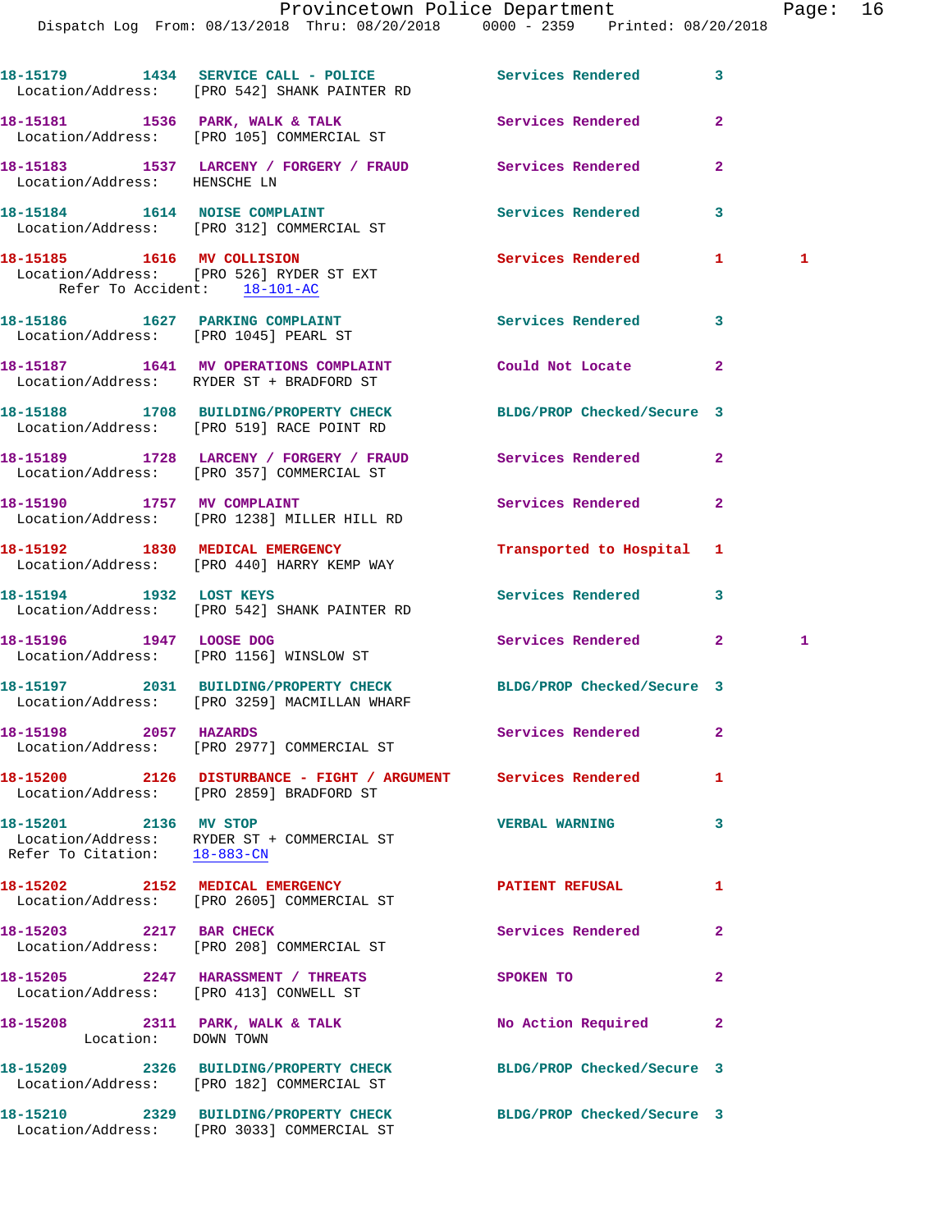18-15179 1434 SERVICE CALL - POLICE Services Rendered 3
Location/Address: [PRO 542] SHANK PAINTER RD

18-15181 1536 PARK, WALK & TALK Services Rendered 2
Location/Address: [PRO 105] COMMERCIAL ST

18-15183 1537 LARCENY / FORGERY / FRAUD Services Rendered 2
Location/Address: HENSCHE LN

18-15184 1614 NOISE COMPLAINT Services Rendered 3
Location/Address: [PRO 312] COMMERCIAL ST

18-15185 1616 MV COLLISION Services Rendered 1 1
Location/Address: [PRO 526] RYDER ST EXT
Refer To Accident: 18-101-AC

18-15186 1627 PARKING COMPLAINT Services Rendered 3
Location/Address: [PRO 1045] PEARL ST

18-15187 1641 MV OPERATIONS COMPLAINT Could Not Locate 2
Location/Address: RYDER ST + BRADFORD ST

18-15188 1708 BUILDING/PROPERTY CHECK BLDG/PROP Checked/Secure 3
Location/Address: [PRO 519] RACE POINT RD

18-15189 1728 LARCENY / FORGERY / FRAUD Services Rendered 2
Location/Address: [PRO 357] COMMERCIAL ST

18-15190 1757 MV COMPLAINT Services Rendered 2
Location/Address: [PRO 1238] MILLER HILL RD

18-15192 1830 MEDICAL EMERGENCY Transported to Hospital 1
Location/Address: [PRO 440] HARRY KEMP WAY

18-15194 1932 LOST KEYS Services Rendered 3
Location/Address: [PRO 542] SHANK PAINTER RD

18-15196 1947 LOOSE DOG Services Rendered 2 1
Location/Address: [PRO 1156] WINSLOW ST

18-15197 2031 BUILDING/PROPERTY CHECK BLDG/PROP Checked/Secure 3
Location/Address: [PRO 3259] MACMILLAN WHARF

18-15198 2057 HAZARDS Services Rendered 2
Location/Address: [PRO 2977] COMMERCIAL ST

18-15200 2126 DISTURBANCE - FIGHT / ARGUMENT Services Rendered 1
Location/Address: [PRO 2859] BRADFORD ST

18-15201 2136 MV STOP VERBAL WARNING 3
Location/Address: RYDER ST + COMMERCIAL ST
Refer To Citation: 18-883-CN

18-15202 2152 MEDICAL EMERGENCY PATIENT REFUSAL 1
Location/Address: [PRO 2605] COMMERCIAL ST

18-15203 2217 BAR CHECK Services Rendered 2
Location/Address: [PRO 208] COMMERCIAL ST

18-15205 2247 HARASSMENT / THREATS SPOKEN TO 2
Location/Address: [PRO 413] CONWELL ST

18-15208 2311 PARK, WALK & TALK No Action Required 2
Location: DOWN TOWN

18-15209 2326 BUILDING/PROPERTY CHECK BLDG/PROP Checked/Secure 3
Location/Address: [PRO 182] COMMERCIAL ST

18-15210 2329 BUILDING/PROPERTY CHECK BLDG/PROP Checked/Secure 3
Location/Address: [PRO 3033] COMMERCIAL ST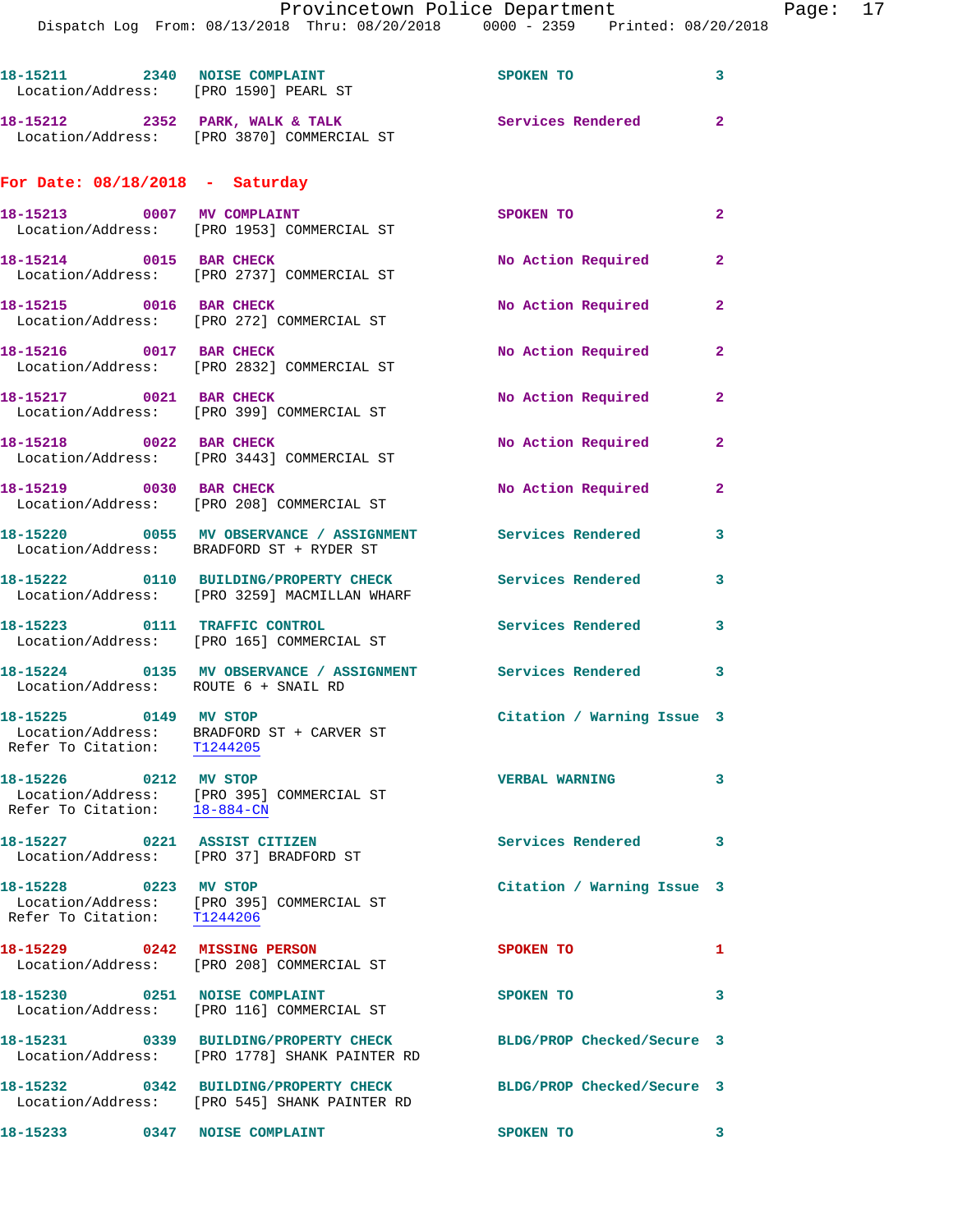18-15211 2340 NOISE COMPLAINT SPOKEN TO 3
Location/Address: [PRO 1590] PEARL ST

18-15212 2352 PARK, WALK & TALK Services Rendered 2
Location/Address: [PRO 3870] COMMERCIAL ST

## For Date: 08/18/2018 - Saturday

18-15213 0007 MV COMPLAINT SPOKEN TO 2
Location/Address: [PRO 1953] COMMERCIAL ST

18-15214 0015 BAR CHECK No Action Required 2
Location/Address: [PRO 2737] COMMERCIAL ST

18-15215 0016 BAR CHECK No Action Required 2
Location/Address: [PRO 272] COMMERCIAL ST

18-15216 0017 BAR CHECK No Action Required 2
Location/Address: [PRO 2832] COMMERCIAL ST

18-15217 0021 BAR CHECK No Action Required 2
Location/Address: [PRO 399] COMMERCIAL ST

18-15218 0022 BAR CHECK No Action Required 2
Location/Address: [PRO 3443] COMMERCIAL ST

18-15219 0030 BAR CHECK No Action Required 2
Location/Address: [PRO 208] COMMERCIAL ST

18-15220 0055 MV OBSERVANCE / ASSIGNMENT Services Rendered 3
Location/Address: BRADFORD ST + RYDER ST

18-15222 0110 BUILDING/PROPERTY CHECK Services Rendered 3
Location/Address: [PRO 3259] MACMILLAN WHARF

18-15223 0111 TRAFFIC CONTROL Services Rendered 3
Location/Address: [PRO 165] COMMERCIAL ST

18-15224 0135 MV OBSERVANCE / ASSIGNMENT Services Rendered 3
Location/Address: ROUTE 6 + SNAIL RD

18-15225 0149 MV STOP Citation / Warning Issue 3
Location/Address: BRADFORD ST + CARVER ST
Refer To Citation: T1244205

18-15226 0212 MV STOP VERBAL WARNING 3
Location/Address: [PRO 395] COMMERCIAL ST
Refer To Citation: 18-884-CN

18-15227 0221 ASSIST CITIZEN Services Rendered 3
Location/Address: [PRO 37] BRADFORD ST

18-15228 0223 MV STOP Citation / Warning Issue 3
Location/Address: [PRO 395] COMMERCIAL ST
Refer To Citation: T1244206

18-15229 0242 MISSING PERSON SPOKEN TO 1
Location/Address: [PRO 208] COMMERCIAL ST

18-15230 0251 NOISE COMPLAINT SPOKEN TO 3
Location/Address: [PRO 116] COMMERCIAL ST

18-15231 0339 BUILDING/PROPERTY CHECK BLDG/PROP Checked/Secure 3
Location/Address: [PRO 1778] SHANK PAINTER RD

18-15232 0342 BUILDING/PROPERTY CHECK BLDG/PROP Checked/Secure 3
Location/Address: [PRO 545] SHANK PAINTER RD

18-15233 0347 NOISE COMPLAINT SPOKEN TO 3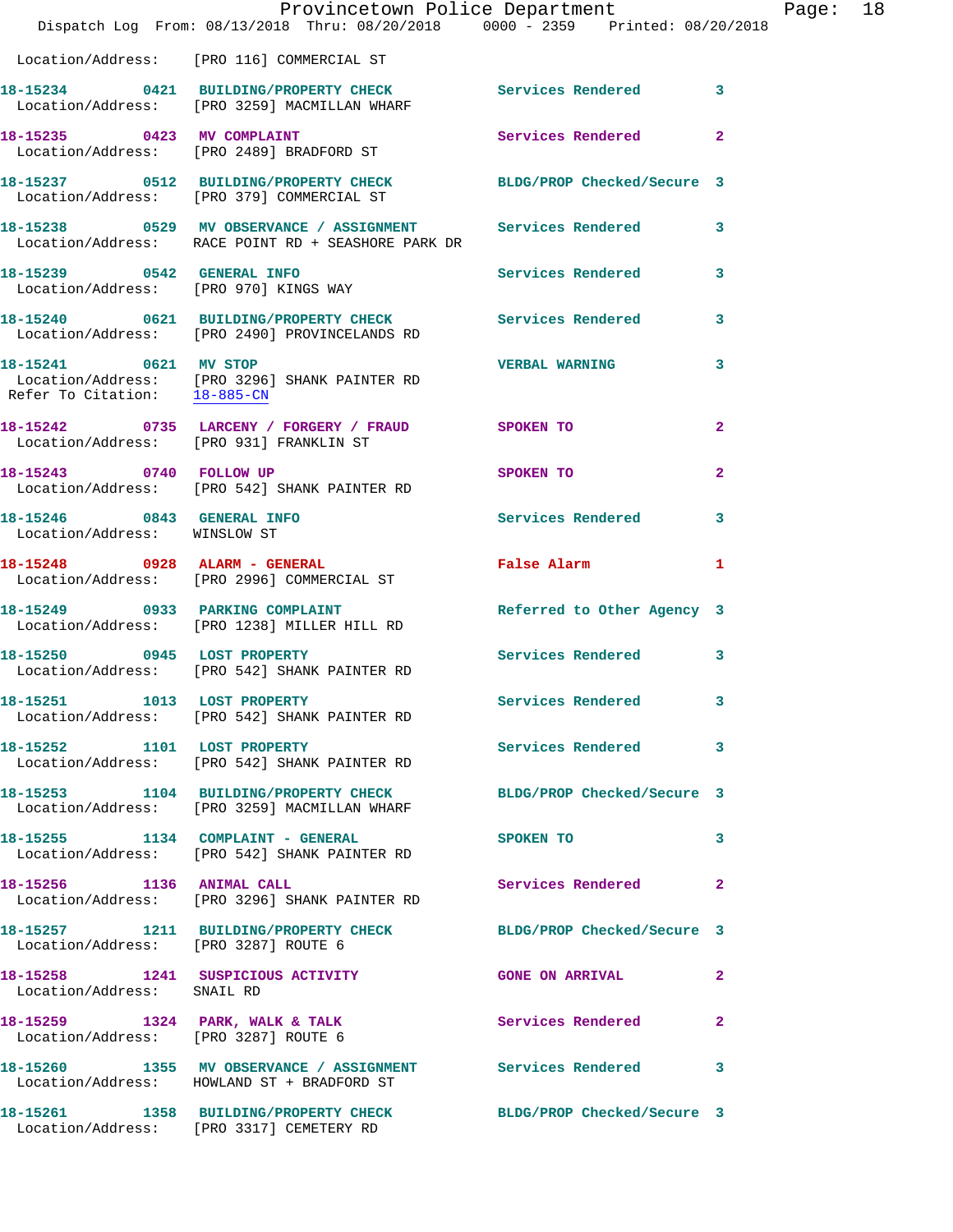Location/Address: [PRO 116] COMMERCIAL ST

**18-15234** 0421 **BUILDING/PROPERTY CHECK** Services Rendered 3
Location/Address: [PRO 3259] MACMILLAN WHARF

**18-15235** 0423 **MV COMPLAINT** Services Rendered 2
Location/Address: [PRO 2489] BRADFORD ST

**18-15237** 0512 **BUILDING/PROPERTY CHECK** BLDG/PROP Checked/Secure 3
Location/Address: [PRO 379] COMMERCIAL ST

**18-15238** 0529 **MV OBSERVANCE / ASSIGNMENT** Services Rendered 3
Location/Address: RACE POINT RD + SEASHORE PARK DR

**18-15239** 0542 **GENERAL INFO** Services Rendered 3
Location/Address: [PRO 970] KINGS WAY

**18-15240** 0621 **BUILDING/PROPERTY CHECK** Services Rendered 3
Location/Address: [PRO 2490] PROVINCELANDS RD

**18-15241** 0621 **MV STOP** VERBAL WARNING 3
Location/Address: [PRO 3296] SHANK PAINTER RD
Refer To Citation: 18-885-CN

**18-15242** 0735 **LARCENY / FORGERY / FRAUD** SPOKEN TO 2
Location/Address: [PRO 931] FRANKLIN ST

**18-15243** 0740 **FOLLOW UP** SPOKEN TO 2
Location/Address: [PRO 542] SHANK PAINTER RD

**18-15246** 0843 **GENERAL INFO** Services Rendered 3
Location/Address: WINSLOW ST

**18-15248** 0928 **ALARM - GENERAL** False Alarm 1
Location/Address: [PRO 2996] COMMERCIAL ST

**18-15249** 0933 **PARKING COMPLAINT** Referred to Other Agency 3
Location/Address: [PRO 1238] MILLER HILL RD

**18-15250** 0945 **LOST PROPERTY** Services Rendered 3
Location/Address: [PRO 542] SHANK PAINTER RD

**18-15251** 1013 **LOST PROPERTY** Services Rendered 3
Location/Address: [PRO 542] SHANK PAINTER RD

**18-15252** 1101 **LOST PROPERTY** Services Rendered 3
Location/Address: [PRO 542] SHANK PAINTER RD

**18-15253** 1104 **BUILDING/PROPERTY CHECK** BLDG/PROP Checked/Secure 3
Location/Address: [PRO 3259] MACMILLAN WHARF

**18-15255** 1134 **COMPLAINT - GENERAL** SPOKEN TO 3
Location/Address: [PRO 542] SHANK PAINTER RD

**18-15256** 1136 **ANIMAL CALL** Services Rendered 2
Location/Address: [PRO 3296] SHANK PAINTER RD

**18-15257** 1211 **BUILDING/PROPERTY CHECK** BLDG/PROP Checked/Secure 3
Location/Address: [PRO 3287] ROUTE 6

**18-15258** 1241 **SUSPICIOUS ACTIVITY** GONE ON ARRIVAL 2
Location/Address: SNAIL RD

**18-15259** 1324 **PARK, WALK & TALK** Services Rendered 2
Location/Address: [PRO 3287] ROUTE 6

**18-15260** 1355 **MV OBSERVANCE / ASSIGNMENT** Services Rendered 3
Location/Address: HOWLAND ST + BRADFORD ST

**18-15261** 1358 **BUILDING/PROPERTY CHECK** BLDG/PROP Checked/Secure 3
Location/Address: [PRO 3317] CEMETERY RD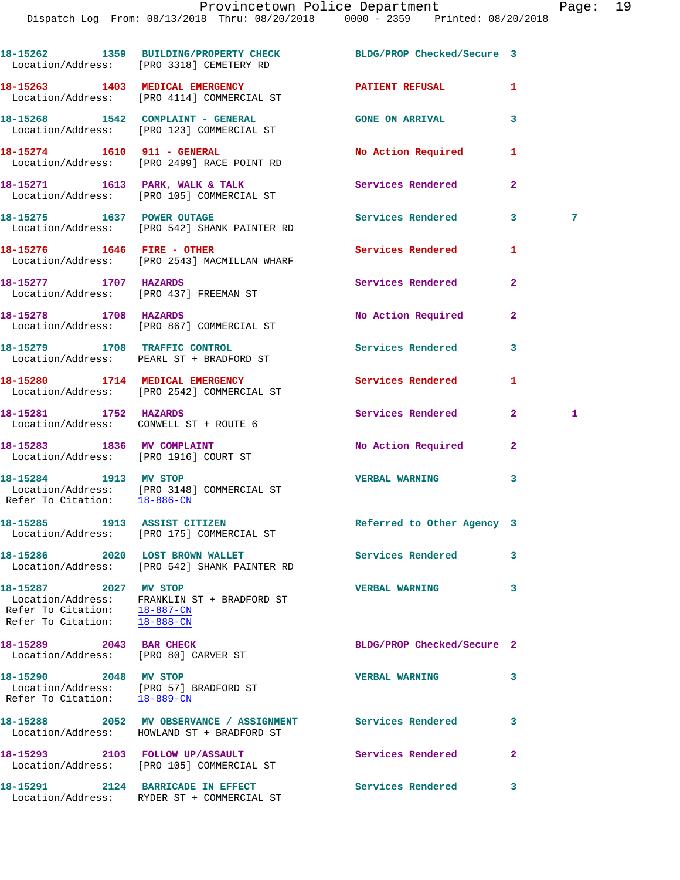18-15262 1359 BUILDING/PROPERTY CHECK BLDG/PROP Checked/Secure 3
Location/Address: [PRO 3318] CEMETERY RD

18-15263 1403 MEDICAL EMERGENCY PATIENT REFUSAL 1
Location/Address: [PRO 4114] COMMERCIAL ST

18-15268 1542 COMPLAINT - GENERAL GONE ON ARRIVAL 3
Location/Address: [PRO 123] COMMERCIAL ST

18-15274 1610 911 - GENERAL No Action Required 1
Location/Address: [PRO 2499] RACE POINT RD

18-15271 1613 PARK, WALK & TALK Services Rendered 2
Location/Address: [PRO 105] COMMERCIAL ST

18-15275 1637 POWER OUTAGE Services Rendered 3 7
Location/Address: [PRO 542] SHANK PAINTER RD

18-15276 1646 FIRE - OTHER Services Rendered 1
Location/Address: [PRO 2543] MACMILLAN WHARF

18-15277 1707 HAZARDS Services Rendered 2
Location/Address: [PRO 437] FREEMAN ST

18-15278 1708 HAZARDS No Action Required 2
Location/Address: [PRO 867] COMMERCIAL ST

18-15279 1708 TRAFFIC CONTROL Services Rendered 3
Location/Address: PEARL ST + BRADFORD ST

18-15280 1714 MEDICAL EMERGENCY Services Rendered 1
Location/Address: [PRO 2542] COMMERCIAL ST

18-15281 1752 HAZARDS Services Rendered 2 1
Location/Address: CONWELL ST + ROUTE 6

18-15283 1836 MV COMPLAINT No Action Required 2
Location/Address: [PRO 1916] COURT ST

18-15284 1913 MV STOP VERBAL WARNING 3
Location/Address: [PRO 3148] COMMERCIAL ST
Refer To Citation: 18-886-CN

18-15285 1913 ASSIST CITIZEN Referred to Other Agency 3
Location/Address: [PRO 175] COMMERCIAL ST

18-15286 2020 LOST BROWN WALLET Services Rendered 3
Location/Address: [PRO 542] SHANK PAINTER RD

18-15287 2027 MV STOP VERBAL WARNING 3
Location/Address: FRANKLIN ST + BRADFORD ST
Refer To Citation: 18-887-CN
Refer To Citation: 18-888-CN

18-15289 2043 BAR CHECK BLDG/PROP Checked/Secure 2
Location/Address: [PRO 80] CARVER ST

18-15290 2048 MV STOP VERBAL WARNING 3
Location/Address: [PRO 57] BRADFORD ST
Refer To Citation: 18-889-CN

18-15288 2052 MV OBSERVANCE / ASSIGNMENT Services Rendered 3
Location/Address: HOWLAND ST + BRADFORD ST

18-15293 2103 FOLLOW UP/ASSAULT Services Rendered 2
Location/Address: [PRO 105] COMMERCIAL ST

18-15291 2124 BARRICADE IN EFFECT Services Rendered 3
Location/Address: RYDER ST + COMMERCIAL ST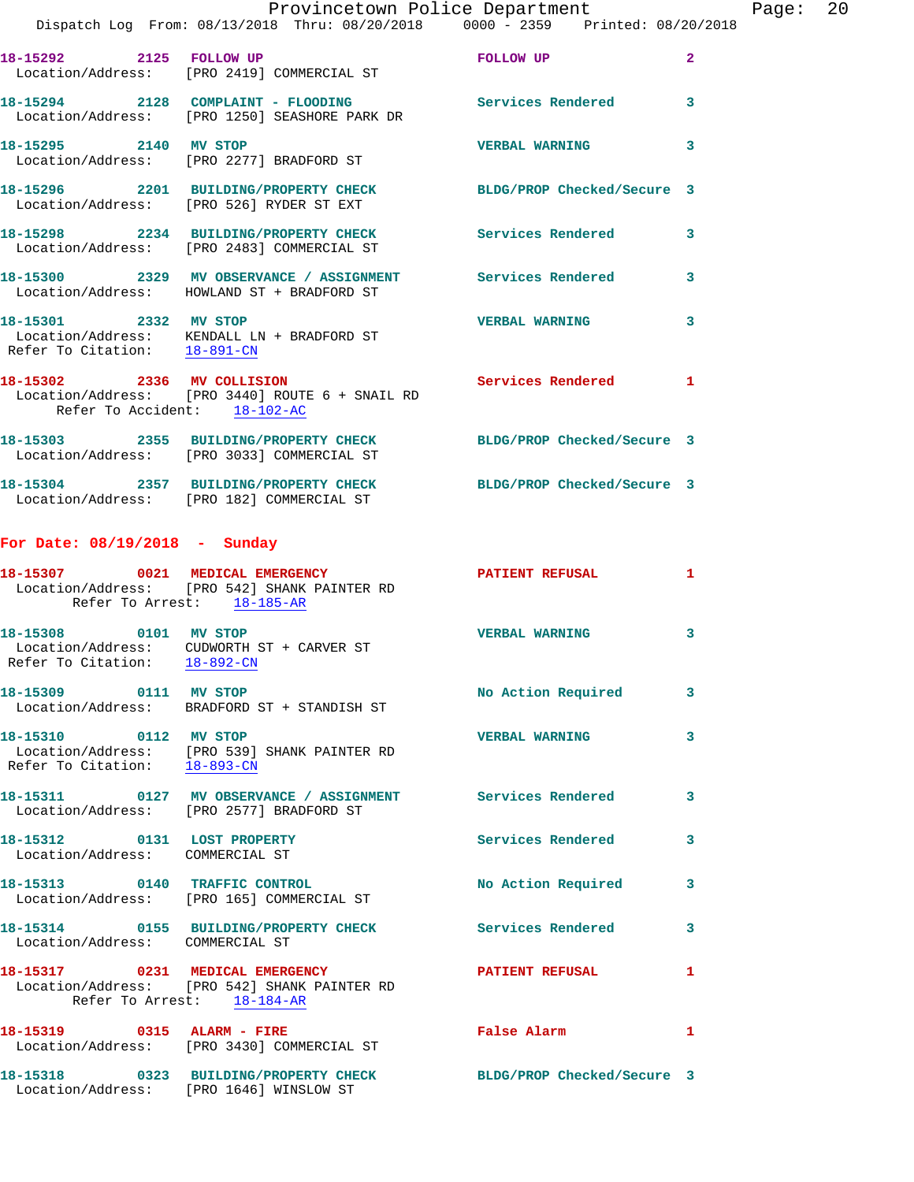18-15292 2125 FOLLOW UP FOLLOW UP 2
Location/Address: [PRO 2419] COMMERCIAL ST

18-15294 2128 COMPLAINT - FLOODING Services Rendered 3
Location/Address: [PRO 1250] SEASHORE PARK DR

18-15295 2140 MV STOP VERBAL WARNING 3
Location/Address: [PRO 2277] BRADFORD ST

18-15296 2201 BUILDING/PROPERTY CHECK BLDG/PROP Checked/Secure 3
Location/Address: [PRO 526] RYDER ST EXT

18-15298 2234 BUILDING/PROPERTY CHECK Services Rendered 3
Location/Address: [PRO 2483] COMMERCIAL ST

18-15300 2329 MV OBSERVANCE / ASSIGNMENT Services Rendered 3
Location/Address: HOWLAND ST + BRADFORD ST

18-15301 2332 MV STOP VERBAL WARNING 3
Location/Address: KENDALL LN + BRADFORD ST
Refer To Citation: 18-891-CN

18-15302 2336 MV COLLISION Services Rendered 1
Location/Address: [PRO 3440] ROUTE 6 + SNAIL RD
Refer To Accident: 18-102-AC

18-15303 2355 BUILDING/PROPERTY CHECK BLDG/PROP Checked/Secure 3
Location/Address: [PRO 3033] COMMERCIAL ST

18-15304 2357 BUILDING/PROPERTY CHECK BLDG/PROP Checked/Secure 3
Location/Address: [PRO 182] COMMERCIAL ST

## For Date: 08/19/2018 - Sunday

18-15307 0021 MEDICAL EMERGENCY PATIENT REFUSAL 1
Location/Address: [PRO 542] SHANK PAINTER RD
Refer To Arrest: 18-185-AR

18-15308 0101 MV STOP VERBAL WARNING 3
Location/Address: CUDWORTH ST + CARVER ST
Refer To Citation: 18-892-CN

18-15309 0111 MV STOP No Action Required 3
Location/Address: BRADFORD ST + STANDISH ST

18-15310 0112 MV STOP VERBAL WARNING 3
Location/Address: [PRO 539] SHANK PAINTER RD
Refer To Citation: 18-893-CN

18-15311 0127 MV OBSERVANCE / ASSIGNMENT Services Rendered 3
Location/Address: [PRO 2577] BRADFORD ST

18-15312 0131 LOST PROPERTY Services Rendered 3
Location/Address: COMMERCIAL ST

18-15313 0140 TRAFFIC CONTROL No Action Required 3
Location/Address: [PRO 165] COMMERCIAL ST

18-15314 0155 BUILDING/PROPERTY CHECK Services Rendered 3
Location/Address: COMMERCIAL ST

18-15317 0231 MEDICAL EMERGENCY PATIENT REFUSAL 1
Location/Address: [PRO 542] SHANK PAINTER RD
Refer To Arrest: 18-184-AR

18-15319 0315 ALARM - FIRE False Alarm 1
Location/Address: [PRO 3430] COMMERCIAL ST

18-15318 0323 BUILDING/PROPERTY CHECK BLDG/PROP Checked/Secure 3
Location/Address: [PRO 1646] WINSLOW ST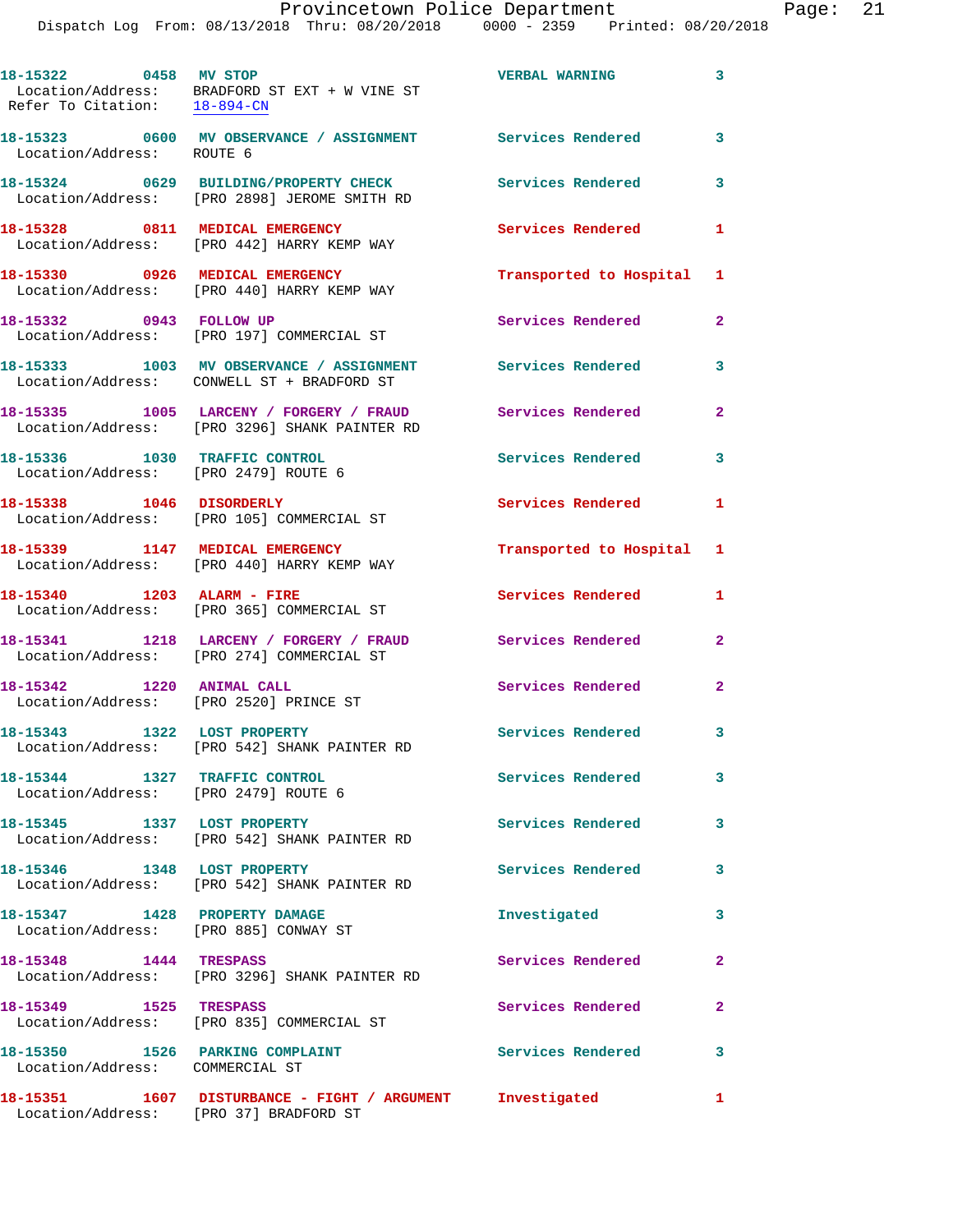18-15322 0458 MV STOP VERBAL WARNING 3
Location/Address: BRADFORD ST EXT + W VINE ST
Refer To Citation: 18-894-CN

18-15323 0600 MV OBSERVANCE / ASSIGNMENT Services Rendered 3
Location/Address: ROUTE 6

18-15324 0629 BUILDING/PROPERTY CHECK Services Rendered 3
Location/Address: [PRO 2898] JEROME SMITH RD

18-15328 0811 MEDICAL EMERGENCY Services Rendered 1
Location/Address: [PRO 442] HARRY KEMP WAY

18-15330 0926 MEDICAL EMERGENCY Transported to Hospital 1
Location/Address: [PRO 440] HARRY KEMP WAY

18-15332 0943 FOLLOW UP Services Rendered 2
Location/Address: [PRO 197] COMMERCIAL ST

18-15333 1003 MV OBSERVANCE / ASSIGNMENT Services Rendered 3
Location/Address: CONWELL ST + BRADFORD ST

18-15335 1005 LARCENY / FORGERY / FRAUD Services Rendered 2
Location/Address: [PRO 3296] SHANK PAINTER RD

18-15336 1030 TRAFFIC CONTROL Services Rendered 3
Location/Address: [PRO 2479] ROUTE 6

18-15338 1046 DISORDERLY Services Rendered 1
Location/Address: [PRO 105] COMMERCIAL ST

18-15339 1147 MEDICAL EMERGENCY Transported to Hospital 1
Location/Address: [PRO 440] HARRY KEMP WAY

18-15340 1203 ALARM - FIRE Services Rendered 1
Location/Address: [PRO 365] COMMERCIAL ST

18-15341 1218 LARCENY / FORGERY / FRAUD Services Rendered 2
Location/Address: [PRO 274] COMMERCIAL ST

18-15342 1220 ANIMAL CALL Services Rendered 2
Location/Address: [PRO 2520] PRINCE ST

18-15343 1322 LOST PROPERTY Services Rendered 3
Location/Address: [PRO 542] SHANK PAINTER RD

18-15344 1327 TRAFFIC CONTROL Services Rendered 3
Location/Address: [PRO 2479] ROUTE 6

18-15345 1337 LOST PROPERTY Services Rendered 3
Location/Address: [PRO 542] SHANK PAINTER RD

18-15346 1348 LOST PROPERTY Services Rendered 3
Location/Address: [PRO 542] SHANK PAINTER RD

18-15347 1428 PROPERTY DAMAGE Investigated 3
Location/Address: [PRO 885] CONWAY ST

18-15348 1444 TRESPASS Services Rendered 2
Location/Address: [PRO 3296] SHANK PAINTER RD

18-15349 1525 TRESPASS Services Rendered 2
Location/Address: [PRO 835] COMMERCIAL ST

18-15350 1526 PARKING COMPLAINT Services Rendered 3
Location/Address: COMMERCIAL ST

18-15351 1607 DISTURBANCE - FIGHT / ARGUMENT Investigated 1
Location/Address: [PRO 37] BRADFORD ST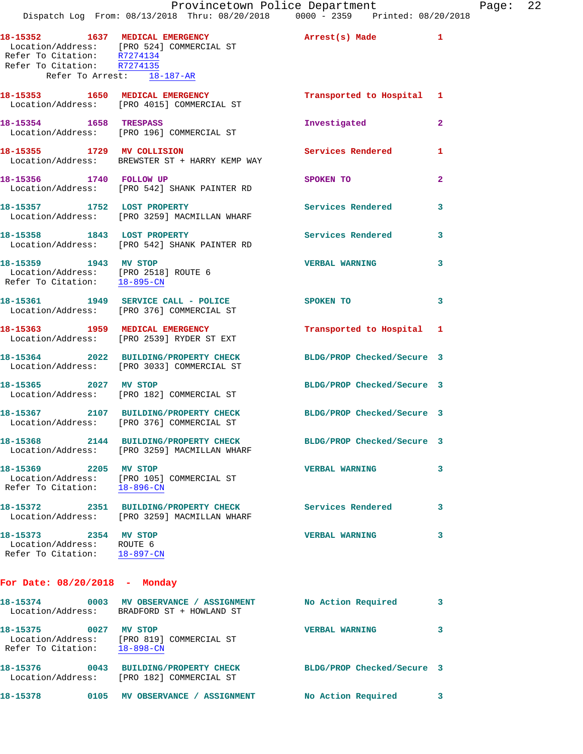18-15352 1637 MEDICAL EMERGENCY Arrest(s) Made 1
Location/Address: [PRO 524] COMMERCIAL ST
Refer To Citation: R7274134
Refer To Citation: R7274135
Refer To Arrest: 18-187-AR

18-15353 1650 MEDICAL EMERGENCY Transported to Hospital 1
Location/Address: [PRO 4015] COMMERCIAL ST

18-15354 1658 TRESPASS Investigated 2
Location/Address: [PRO 196] COMMERCIAL ST

18-15355 1729 MV COLLISION Services Rendered 1
Location/Address: BREWSTER ST + HARRY KEMP WAY

18-15356 1740 FOLLOW UP SPOKEN TO 2
Location/Address: [PRO 542] SHANK PAINTER RD

18-15357 1752 LOST PROPERTY Services Rendered 3
Location/Address: [PRO 3259] MACMILLAN WHARF

18-15358 1843 LOST PROPERTY Services Rendered 3
Location/Address: [PRO 542] SHANK PAINTER RD

18-15359 1943 MV STOP VERBAL WARNING 3
Location/Address: [PRO 2518] ROUTE 6
Refer To Citation: 18-895-CN

18-15361 1949 SERVICE CALL - POLICE SPOKEN TO 3
Location/Address: [PRO 376] COMMERCIAL ST

18-15363 1959 MEDICAL EMERGENCY Transported to Hospital 1
Location/Address: [PRO 2539] RYDER ST EXT

18-15364 2022 BUILDING/PROPERTY CHECK BLDG/PROP Checked/Secure 3
Location/Address: [PRO 3033] COMMERCIAL ST

18-15365 2027 MV STOP BLDG/PROP Checked/Secure 3
Location/Address: [PRO 182] COMMERCIAL ST

18-15367 2107 BUILDING/PROPERTY CHECK BLDG/PROP Checked/Secure 3
Location/Address: [PRO 376] COMMERCIAL ST

18-15368 2144 BUILDING/PROPERTY CHECK BLDG/PROP Checked/Secure 3
Location/Address: [PRO 3259] MACMILLAN WHARF

18-15369 2205 MV STOP VERBAL WARNING 3
Location/Address: [PRO 105] COMMERCIAL ST
Refer To Citation: 18-896-CN

18-15372 2351 BUILDING/PROPERTY CHECK Services Rendered 3
Location/Address: [PRO 3259] MACMILLAN WHARF

18-15373 2354 MV STOP VERBAL WARNING 3
Location/Address: ROUTE 6
Refer To Citation: 18-897-CN

**For Date: 08/20/2018 - Monday**

18-15374 0003 MV OBSERVANCE / ASSIGNMENT No Action Required 3
Location/Address: BRADFORD ST + HOWLAND ST

18-15375 0027 MV STOP VERBAL WARNING 3
Location/Address: [PRO 819] COMMERCIAL ST
Refer To Citation: 18-898-CN

18-15376 0043 BUILDING/PROPERTY CHECK BLDG/PROP Checked/Secure 3
Location/Address: [PRO 182] COMMERCIAL ST

18-15378 0105 MV OBSERVANCE / ASSIGNMENT No Action Required 3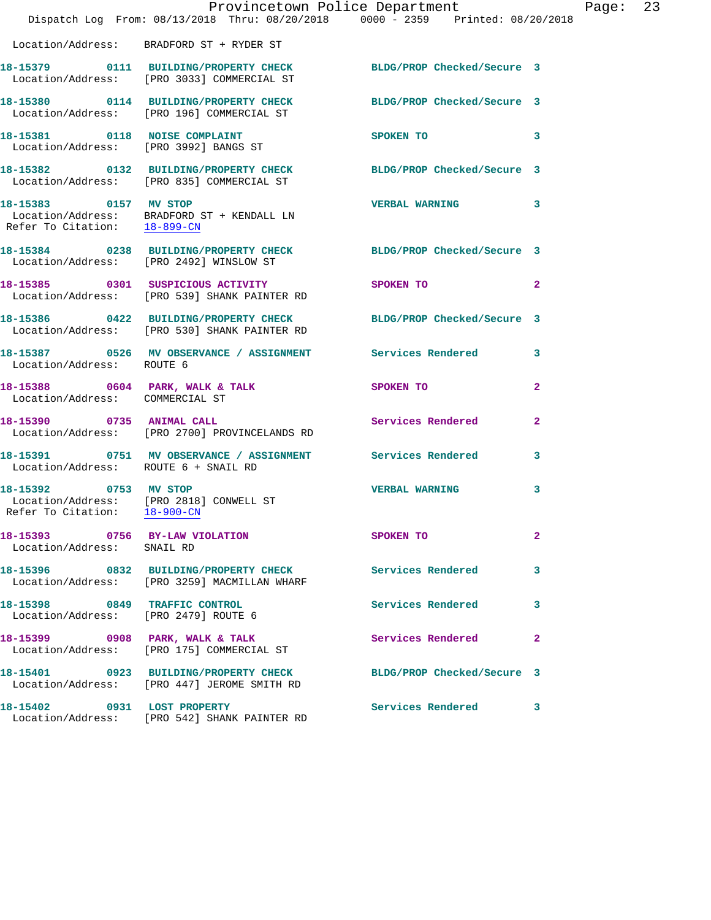Location/Address: BRADFORD ST + RYDER ST

**18-15379** 0111 **BUILDING/PROPERTY CHECK** BLDG/PROP Checked/Secure 3
Location/Address: [PRO 3033] COMMERCIAL ST

**18-15380** 0114 **BUILDING/PROPERTY CHECK** BLDG/PROP Checked/Secure 3
Location/Address: [PRO 196] COMMERCIAL ST

**18-15381** 0118 **NOISE COMPLAINT** SPOKEN TO 3
Location/Address: [PRO 3992] BANGS ST

**18-15382** 0132 **BUILDING/PROPERTY CHECK** BLDG/PROP Checked/Secure 3
Location/Address: [PRO 835] COMMERCIAL ST

**18-15383** 0157 **MV STOP** VERBAL WARNING 3
Location/Address: BRADFORD ST + KENDALL LN
Refer To Citation: 18-899-CN

**18-15384** 0238 **BUILDING/PROPERTY CHECK** BLDG/PROP Checked/Secure 3
Location/Address: [PRO 2492] WINSLOW ST

**18-15385** 0301 **SUSPICIOUS ACTIVITY** SPOKEN TO 2
Location/Address: [PRO 539] SHANK PAINTER RD

**18-15386** 0422 **BUILDING/PROPERTY CHECK** BLDG/PROP Checked/Secure 3
Location/Address: [PRO 530] SHANK PAINTER RD

**18-15387** 0526 **MV OBSERVANCE / ASSIGNMENT** Services Rendered 3
Location/Address: ROUTE 6

**18-15388** 0604 **PARK, WALK & TALK** SPOKEN TO 2
Location/Address: COMMERCIAL ST

**18-15390** 0735 **ANIMAL CALL** Services Rendered 2
Location/Address: [PRO 2700] PROVINCELANDS RD

**18-15391** 0751 **MV OBSERVANCE / ASSIGNMENT** Services Rendered 3
Location/Address: ROUTE 6 + SNAIL RD

**18-15392** 0753 **MV STOP** VERBAL WARNING 3
Location/Address: [PRO 2818] CONWELL ST
Refer To Citation: 18-900-CN

**18-15393** 0756 **BY-LAW VIOLATION** SPOKEN TO 2
Location/Address: SNAIL RD

**18-15396** 0832 **BUILDING/PROPERTY CHECK** Services Rendered 3
Location/Address: [PRO 3259] MACMILLAN WHARF

**18-15398** 0849 **TRAFFIC CONTROL** Services Rendered 3
Location/Address: [PRO 2479] ROUTE 6

**18-15399** 0908 **PARK, WALK & TALK** Services Rendered 2
Location/Address: [PRO 175] COMMERCIAL ST

**18-15401** 0923 **BUILDING/PROPERTY CHECK** BLDG/PROP Checked/Secure 3
Location/Address: [PRO 447] JEROME SMITH RD

**18-15402** 0931 **LOST PROPERTY** Services Rendered 3
Location/Address: [PRO 542] SHANK PAINTER RD